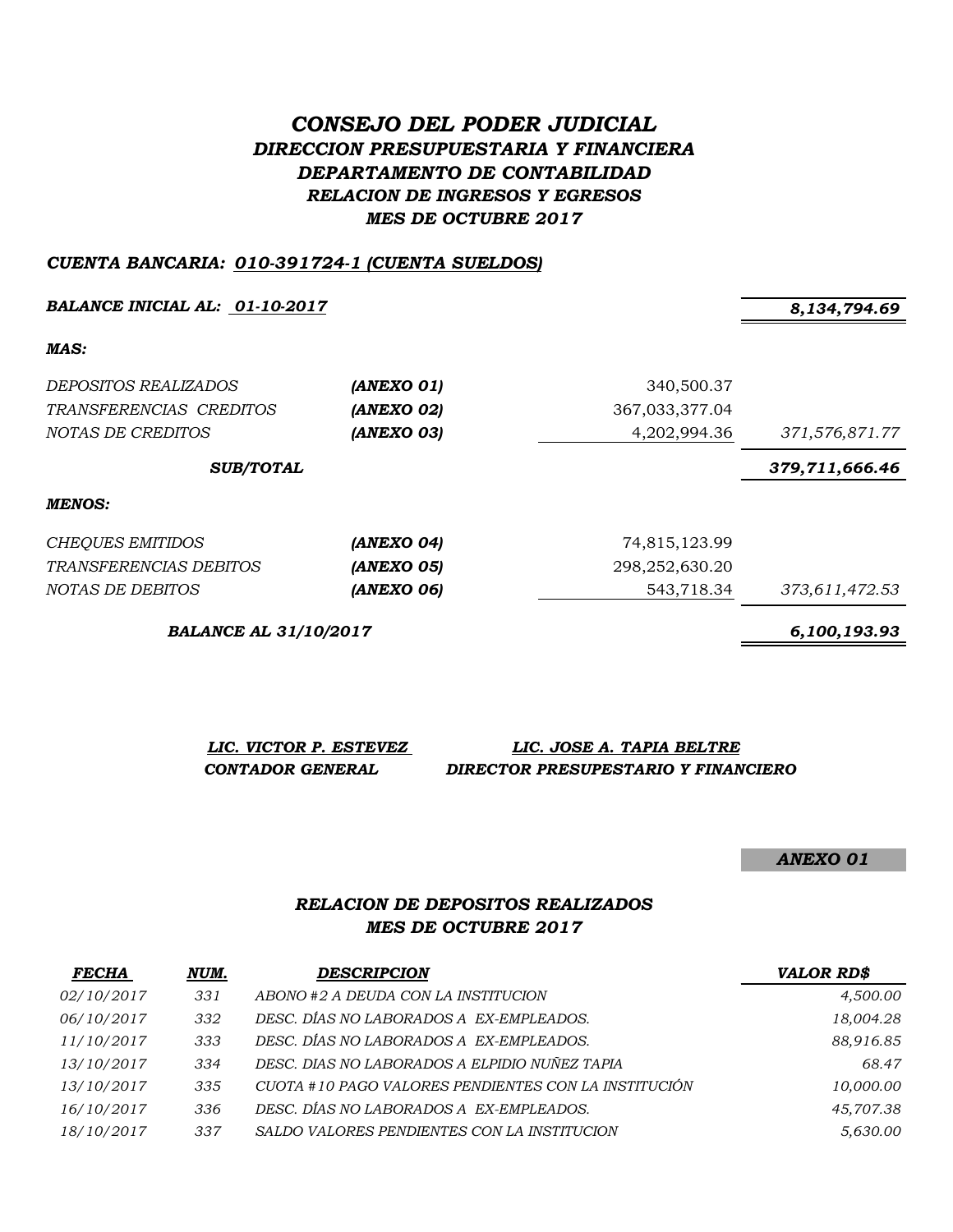# *CONSEJO DEL PODER JUDICIAL*
## *DIRECCION PRESUPUESTARIA Y FINANCIERA*
## *DEPARTAMENTO DE CONTABILIDAD*
## *RELACION DE INGRESOS Y EGRESOS*
## *MES DE OCTUBRE 2017*

***CUENTA BANCARIA: 010-391724-1 (CUENTA SUELDOS)***

| | | | |
|---|---|---|---|
| ***BALANCE INICIAL AL: 01-10-2017*** | | | ***8,134,794.69*** |
| ***MAS:*** | | | |
| *DEPOSITOS REALIZADOS* | ***(ANEXO 01)*** | 340,500.37 | |
| *TRANSFERENCIAS CREDITOS* | ***(ANEXO 02)*** | 367,033,377.04 | |
| *NOTAS DE CREDITOS* | ***(ANEXO 03)*** | 4,202,994.36 | *371,576,871.77* |
| ***SUB/TOTAL*** | | | ***379,711,666.46*** |
| ***MENOS:*** | | | |
| *CHEQUES EMITIDOS* | ***(ANEXO 04)*** | 74,815,123.99 | |
| *TRANSFERENCIAS DEBITOS* | ***(ANEXO 05)*** | 298,252,630.20 | |
| *NOTAS DE DEBITOS* | ***(ANEXO 06)*** | 543,718.34 | *373,611,472.53* |
| ***BALANCE AL 31/10/2017*** | | | ***6,100,193.93*** |

***LIC. VICTOR P. ESTEVEZ***
***CONTADOR GENERAL***

***LIC. JOSE A. TAPIA BELTRE***
***DIRECTOR PRESUPESTARIO Y FINANCIERO***

***ANEXO 01***

## *RELACION DE DEPOSITOS REALIZADOS*
## *MES DE OCTUBRE 2017*

| *FECHA* | *NUM.* | *DESCRIPCION* | *VALOR RD$* |
|---|---|---|---|
| *02/10/2017* | *331* | *ABONO #2 A DEUDA CON LA INSTITUCION* | *4,500.00* |
| *06/10/2017* | *332* | *DESC. DÍAS NO LABORADOS A EX-EMPLEADOS.* | *18,004.28* |
| *11/10/2017* | *333* | *DESC. DÍAS NO LABORADOS A EX-EMPLEADOS.* | *88,916.85* |
| *13/10/2017* | *334* | *DESC. DIAS NO LABORADOS A ELPIDIO NUÑEZ TAPIA* | *68.47* |
| *13/10/2017* | *335* | *CUOTA #10 PAGO VALORES PENDIENTES CON LA INSTITUCIÓN* | *10,000.00* |
| *16/10/2017* | *336* | *DESC. DÍAS NO LABORADOS A EX-EMPLEADOS.* | *45,707.38* |
| *18/10/2017* | *337* | *SALDO VALORES PENDIENTES CON LA INSTITUCION* | *5,630.00* |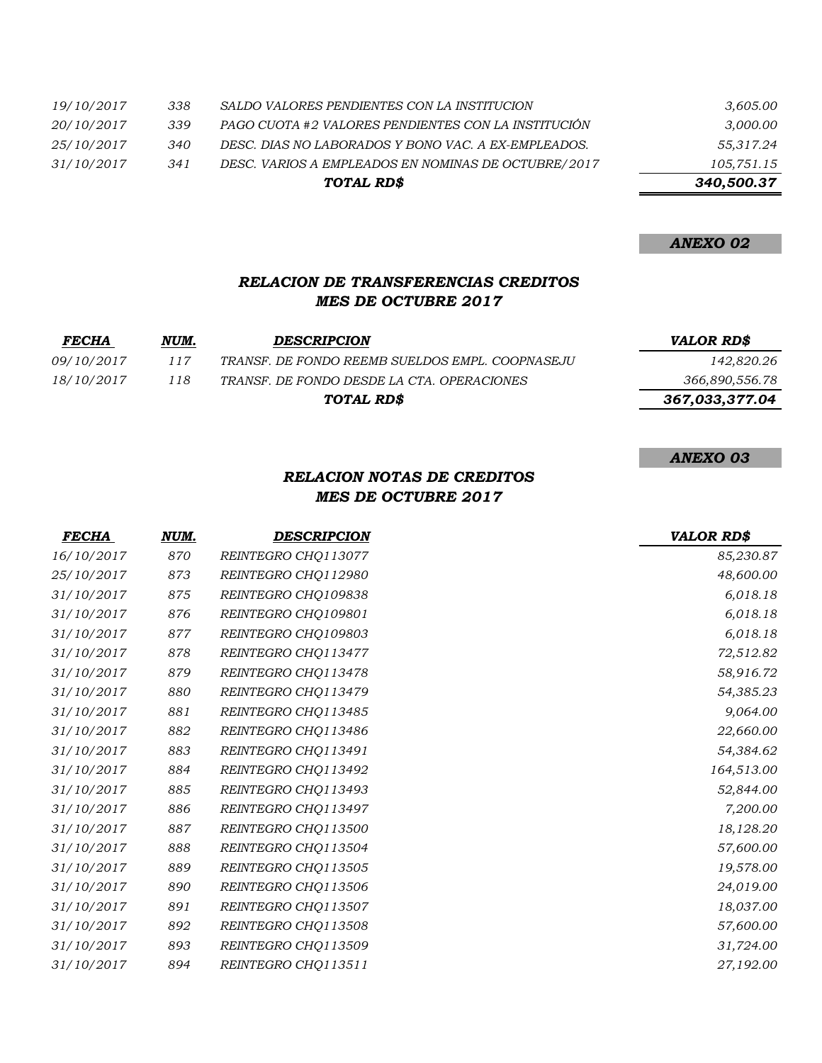| | | | |
|---|---|---|---|
| 19/10/2017 | 338 | SALDO VALORES PENDIENTES CON LA INSTITUCION | 3,605.00 |
| 20/10/2017 | 339 | PAGO CUOTA #2 VALORES PENDIENTES CON LA INSTITUCIÓN | 3,000.00 |
| 25/10/2017 | 340 | DESC. DIAS NO LABORADOS Y BONO VAC. A EX-EMPLEADOS. | 55,317.24 |
| 31/10/2017 | 341 | DESC. VARIOS A EMPLEADOS EN NOMINAS DE OCTUBRE/2017 | 105,751.15 |
| | | **TOTAL RD$** | **340,500.37** |

***ANEXO 02***

### *RELACION DE TRANSFERENCIAS CREDITOS*
### *MES DE OCTUBRE 2017*

| FECHA | NUM. | DESCRIPCION | VALOR RD$ |
|---|---|---|---|
| 09/10/2017 | 117 | TRANSF. DE FONDO REEMB SUELDOS EMPL. COOPNASEJU | 142,820.26 |
| 18/10/2017 | 118 | TRANSF. DE FONDO DESDE LA CTA. OPERACIONES | 366,890,556.78 |
| | | **TOTAL RD$** | **367,033,377.04** |

***ANEXO 03***

### *RELACION NOTAS DE CREDITOS*
### *MES DE OCTUBRE 2017*

| FECHA | NUM. | DESCRIPCION | VALOR RD$ |
|---|---|---|---|
| 16/10/2017 | 870 | REINTEGRO CHQ113077 | 85,230.87 |
| 25/10/2017 | 873 | REINTEGRO CHQ112980 | 48,600.00 |
| 31/10/2017 | 875 | REINTEGRO CHQ109838 | 6,018.18 |
| 31/10/2017 | 876 | REINTEGRO CHQ109801 | 6,018.18 |
| 31/10/2017 | 877 | REINTEGRO CHQ109803 | 6,018.18 |
| 31/10/2017 | 878 | REINTEGRO CHQ113477 | 72,512.82 |
| 31/10/2017 | 879 | REINTEGRO CHQ113478 | 58,916.72 |
| 31/10/2017 | 880 | REINTEGRO CHQ113479 | 54,385.23 |
| 31/10/2017 | 881 | REINTEGRO CHQ113485 | 9,064.00 |
| 31/10/2017 | 882 | REINTEGRO CHQ113486 | 22,660.00 |
| 31/10/2017 | 883 | REINTEGRO CHQ113491 | 54,384.62 |
| 31/10/2017 | 884 | REINTEGRO CHQ113492 | 164,513.00 |
| 31/10/2017 | 885 | REINTEGRO CHQ113493 | 52,844.00 |
| 31/10/2017 | 886 | REINTEGRO CHQ113497 | 7,200.00 |
| 31/10/2017 | 887 | REINTEGRO CHQ113500 | 18,128.20 |
| 31/10/2017 | 888 | REINTEGRO CHQ113504 | 57,600.00 |
| 31/10/2017 | 889 | REINTEGRO CHQ113505 | 19,578.00 |
| 31/10/2017 | 890 | REINTEGRO CHQ113506 | 24,019.00 |
| 31/10/2017 | 891 | REINTEGRO CHQ113507 | 18,037.00 |
| 31/10/2017 | 892 | REINTEGRO CHQ113508 | 57,600.00 |
| 31/10/2017 | 893 | REINTEGRO CHQ113509 | 31,724.00 |
| 31/10/2017 | 894 | REINTEGRO CHQ113511 | 27,192.00 |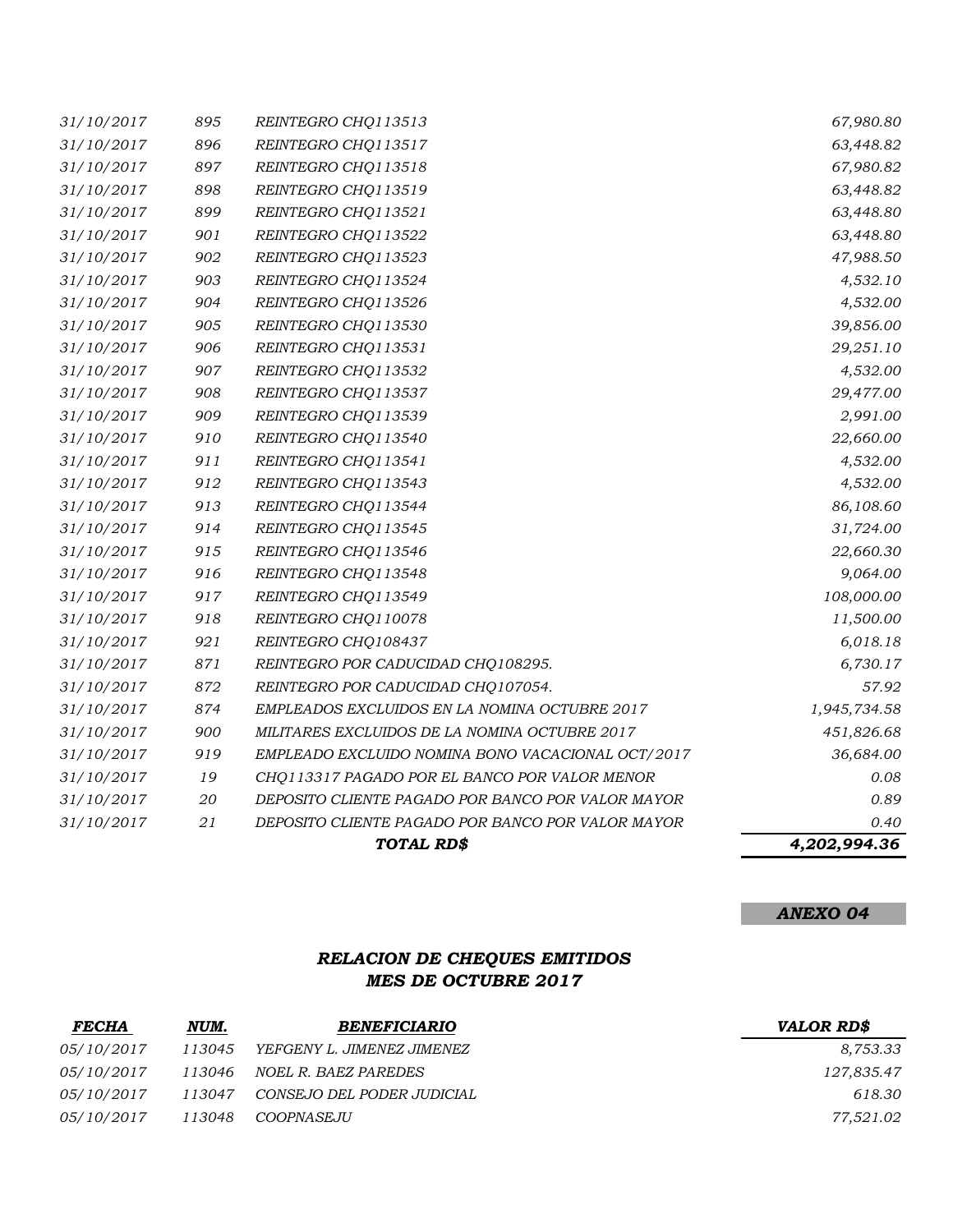| | | | |
|---|---|---|---|
| *31/10/2017* | *895* | *REINTEGRO CHQ113513* | *67,980.80* |
| *31/10/2017* | *896* | *REINTEGRO CHQ113517* | *63,448.82* |
| *31/10/2017* | *897* | *REINTEGRO CHQ113518* | *67,980.82* |
| *31/10/2017* | *898* | *REINTEGRO CHQ113519* | *63,448.82* |
| *31/10/2017* | *899* | *REINTEGRO CHQ113521* | *63,448.80* |
| *31/10/2017* | *901* | *REINTEGRO CHQ113522* | *63,448.80* |
| *31/10/2017* | *902* | *REINTEGRO CHQ113523* | *47,988.50* |
| *31/10/2017* | *903* | *REINTEGRO CHQ113524* | *4,532.10* |
| *31/10/2017* | *904* | *REINTEGRO CHQ113526* | *4,532.00* |
| *31/10/2017* | *905* | *REINTEGRO CHQ113530* | *39,856.00* |
| *31/10/2017* | *906* | *REINTEGRO CHQ113531* | *29,251.10* |
| *31/10/2017* | *907* | *REINTEGRO CHQ113532* | *4,532.00* |
| *31/10/2017* | *908* | *REINTEGRO CHQ113537* | *29,477.00* |
| *31/10/2017* | *909* | *REINTEGRO CHQ113539* | *2,991.00* |
| *31/10/2017* | *910* | *REINTEGRO CHQ113540* | *22,660.00* |
| *31/10/2017* | *911* | *REINTEGRO CHQ113541* | *4,532.00* |
| *31/10/2017* | *912* | *REINTEGRO CHQ113543* | *4,532.00* |
| *31/10/2017* | *913* | *REINTEGRO CHQ113544* | *86,108.60* |
| *31/10/2017* | *914* | *REINTEGRO CHQ113545* | *31,724.00* |
| *31/10/2017* | *915* | *REINTEGRO CHQ113546* | *22,660.30* |
| *31/10/2017* | *916* | *REINTEGRO CHQ113548* | *9,064.00* |
| *31/10/2017* | *917* | *REINTEGRO CHQ113549* | *108,000.00* |
| *31/10/2017* | *918* | *REINTEGRO CHQ110078* | *11,500.00* |
| *31/10/2017* | *921* | *REINTEGRO CHQ108437* | *6,018.18* |
| *31/10/2017* | *871* | *REINTEGRO POR CADUCIDAD CHQ108295.* | *6,730.17* |
| *31/10/2017* | *872* | *REINTEGRO POR CADUCIDAD CHQ107054.* | *57.92* |
| *31/10/2017* | *874* | *EMPLEADOS EXCLUIDOS EN LA NOMINA OCTUBRE 2017* | *1,945,734.58* |
| *31/10/2017* | *900* | *MILITARES EXCLUIDOS DE LA NOMINA OCTUBRE 2017* | *451,826.68* |
| *31/10/2017* | *919* | *EMPLEADO EXCLUIDO NOMINA BONO VACACIONAL OCT/2017* | *36,684.00* |
| *31/10/2017* | *19* | *CHQ113317 PAGADO POR EL BANCO POR VALOR MENOR* | *0.08* |
| *31/10/2017* | *20* | *DEPOSITO CLIENTE PAGADO POR BANCO POR VALOR MAYOR* | *0.89* |
| *31/10/2017* | *21* | *DEPOSITO CLIENTE PAGADO POR BANCO POR VALOR MAYOR* | *0.40* |
| | | ***TOTAL RD$*** | ***4,202,994.36*** |

***ANEXO 04***

## *RELACION DE CHEQUES EMITIDOS*
## *MES DE OCTUBRE 2017*

| ***FECHA*** | ***NUM.*** | ***BENEFICIARIO*** | ***VALOR RD$*** |
|---|---|---|---|
| *05/10/2017* | *113045* | *YEFGENY L. JIMENEZ JIMENEZ* | *8,753.33* |
| *05/10/2017* | *113046* | *NOEL R. BAEZ PAREDES* | *127,835.47* |
| *05/10/2017* | *113047* | *CONSEJO DEL PODER JUDICIAL* | *618.30* |
| *05/10/2017* | *113048* | *COOPNASEJU* | *77,521.02* |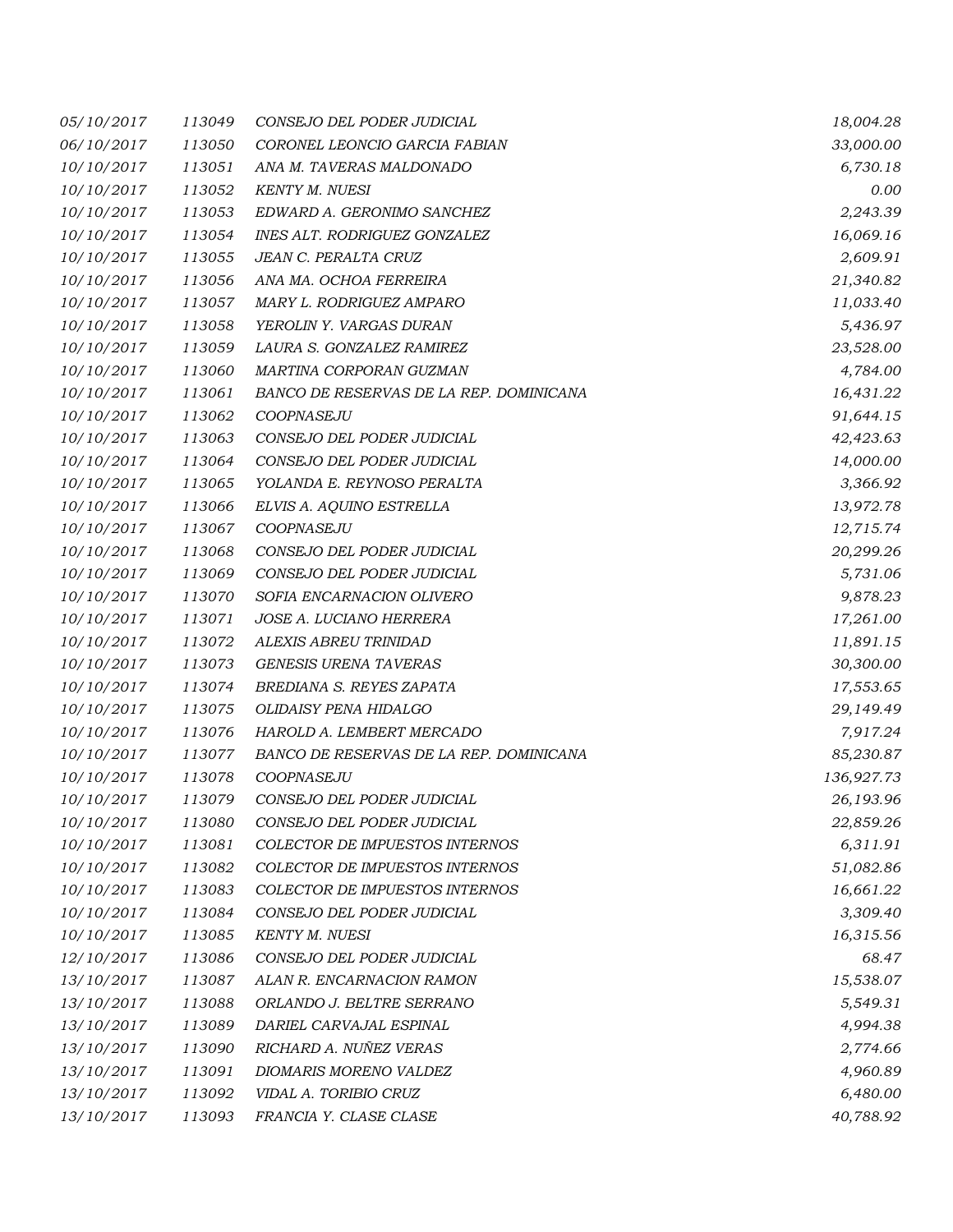| | | | |
|---|---|---|---|
| 05/10/2017 | 113049 | CONSEJO DEL PODER JUDICIAL | 18,004.28 |
| 06/10/2017 | 113050 | CORONEL LEONCIO GARCIA FABIAN | 33,000.00 |
| 10/10/2017 | 113051 | ANA M. TAVERAS MALDONADO | 6,730.18 |
| 10/10/2017 | 113052 | KENTY M. NUESI | 0.00 |
| 10/10/2017 | 113053 | EDWARD A. GERONIMO SANCHEZ | 2,243.39 |
| 10/10/2017 | 113054 | INES ALT. RODRIGUEZ GONZALEZ | 16,069.16 |
| 10/10/2017 | 113055 | JEAN C. PERALTA CRUZ | 2,609.91 |
| 10/10/2017 | 113056 | ANA MA. OCHOA FERREIRA | 21,340.82 |
| 10/10/2017 | 113057 | MARY L. RODRIGUEZ AMPARO | 11,033.40 |
| 10/10/2017 | 113058 | YEROLIN Y. VARGAS DURAN | 5,436.97 |
| 10/10/2017 | 113059 | LAURA S. GONZALEZ RAMIREZ | 23,528.00 |
| 10/10/2017 | 113060 | MARTINA CORPORAN GUZMAN | 4,784.00 |
| 10/10/2017 | 113061 | BANCO DE RESERVAS DE LA REP. DOMINICANA | 16,431.22 |
| 10/10/2017 | 113062 | COOPNASEJU | 91,644.15 |
| 10/10/2017 | 113063 | CONSEJO DEL PODER JUDICIAL | 42,423.63 |
| 10/10/2017 | 113064 | CONSEJO DEL PODER JUDICIAL | 14,000.00 |
| 10/10/2017 | 113065 | YOLANDA E. REYNOSO PERALTA | 3,366.92 |
| 10/10/2017 | 113066 | ELVIS A. AQUINO ESTRELLA | 13,972.78 |
| 10/10/2017 | 113067 | COOPNASEJU | 12,715.74 |
| 10/10/2017 | 113068 | CONSEJO DEL PODER JUDICIAL | 20,299.26 |
| 10/10/2017 | 113069 | CONSEJO DEL PODER JUDICIAL | 5,731.06 |
| 10/10/2017 | 113070 | SOFIA ENCARNACION OLIVERO | 9,878.23 |
| 10/10/2017 | 113071 | JOSE A. LUCIANO HERRERA | 17,261.00 |
| 10/10/2017 | 113072 | ALEXIS ABREU TRINIDAD | 11,891.15 |
| 10/10/2017 | 113073 | GENESIS URENA TAVERAS | 30,300.00 |
| 10/10/2017 | 113074 | BREDIANA S. REYES ZAPATA | 17,553.65 |
| 10/10/2017 | 113075 | OLIDAISY PENA HIDALGO | 29,149.49 |
| 10/10/2017 | 113076 | HAROLD A. LEMBERT MERCADO | 7,917.24 |
| 10/10/2017 | 113077 | BANCO DE RESERVAS DE LA REP. DOMINICANA | 85,230.87 |
| 10/10/2017 | 113078 | COOPNASEJU | 136,927.73 |
| 10/10/2017 | 113079 | CONSEJO DEL PODER JUDICIAL | 26,193.96 |
| 10/10/2017 | 113080 | CONSEJO DEL PODER JUDICIAL | 22,859.26 |
| 10/10/2017 | 113081 | COLECTOR DE IMPUESTOS INTERNOS | 6,311.91 |
| 10/10/2017 | 113082 | COLECTOR DE IMPUESTOS INTERNOS | 51,082.86 |
| 10/10/2017 | 113083 | COLECTOR DE IMPUESTOS INTERNOS | 16,661.22 |
| 10/10/2017 | 113084 | CONSEJO DEL PODER JUDICIAL | 3,309.40 |
| 10/10/2017 | 113085 | KENTY M. NUESI | 16,315.56 |
| 12/10/2017 | 113086 | CONSEJO DEL PODER JUDICIAL | 68.47 |
| 13/10/2017 | 113087 | ALAN R. ENCARNACION RAMON | 15,538.07 |
| 13/10/2017 | 113088 | ORLANDO J. BELTRE SERRANO | 5,549.31 |
| 13/10/2017 | 113089 | DARIEL CARVAJAL ESPINAL | 4,994.38 |
| 13/10/2017 | 113090 | RICHARD A. NUÑEZ VERAS | 2,774.66 |
| 13/10/2017 | 113091 | DIOMARIS MORENO VALDEZ | 4,960.89 |
| 13/10/2017 | 113092 | VIDAL A. TORIBIO CRUZ | 6,480.00 |
| 13/10/2017 | 113093 | FRANCIA Y. CLASE CLASE | 40,788.92 |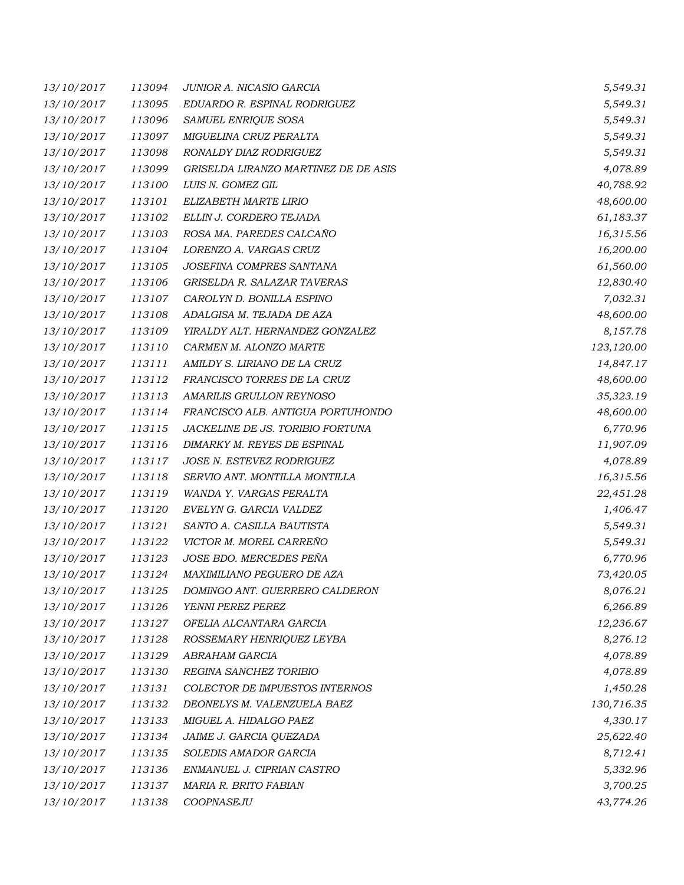| | | | |
|---|---|---|---|
| 13/10/2017 | 113094 | JUNIOR A. NICASIO GARCIA | 5,549.31 |
| 13/10/2017 | 113095 | EDUARDO R. ESPINAL RODRIGUEZ | 5,549.31 |
| 13/10/2017 | 113096 | SAMUEL ENRIQUE SOSA | 5,549.31 |
| 13/10/2017 | 113097 | MIGUELINA CRUZ PERALTA | 5,549.31 |
| 13/10/2017 | 113098 | RONALDY DIAZ RODRIGUEZ | 5,549.31 |
| 13/10/2017 | 113099 | GRISELDA LIRANZO MARTINEZ DE DE ASIS | 4,078.89 |
| 13/10/2017 | 113100 | LUIS N. GOMEZ GIL | 40,788.92 |
| 13/10/2017 | 113101 | ELIZABETH MARTE LIRIO | 48,600.00 |
| 13/10/2017 | 113102 | ELLIN J. CORDERO TEJADA | 61,183.37 |
| 13/10/2017 | 113103 | ROSA MA. PAREDES CALCAÑO | 16,315.56 |
| 13/10/2017 | 113104 | LORENZO A. VARGAS CRUZ | 16,200.00 |
| 13/10/2017 | 113105 | JOSEFINA COMPRES SANTANA | 61,560.00 |
| 13/10/2017 | 113106 | GRISELDA R. SALAZAR TAVERAS | 12,830.40 |
| 13/10/2017 | 113107 | CAROLYN D. BONILLA ESPINO | 7,032.31 |
| 13/10/2017 | 113108 | ADALGISA M. TEJADA DE AZA | 48,600.00 |
| 13/10/2017 | 113109 | YIRALDY ALT. HERNANDEZ GONZALEZ | 8,157.78 |
| 13/10/2017 | 113110 | CARMEN M. ALONZO MARTE | 123,120.00 |
| 13/10/2017 | 113111 | AMILDY S. LIRIANO DE LA CRUZ | 14,847.17 |
| 13/10/2017 | 113112 | FRANCISCO TORRES DE LA CRUZ | 48,600.00 |
| 13/10/2017 | 113113 | AMARILIS GRULLON REYNOSO | 35,323.19 |
| 13/10/2017 | 113114 | FRANCISCO ALB. ANTIGUA PORTUHONDO | 48,600.00 |
| 13/10/2017 | 113115 | JACKELINE DE JS. TORIBIO FORTUNA | 6,770.96 |
| 13/10/2017 | 113116 | DIMARKY M. REYES DE ESPINAL | 11,907.09 |
| 13/10/2017 | 113117 | JOSE N. ESTEVEZ RODRIGUEZ | 4,078.89 |
| 13/10/2017 | 113118 | SERVIO ANT. MONTILLA MONTILLA | 16,315.56 |
| 13/10/2017 | 113119 | WANDA Y. VARGAS PERALTA | 22,451.28 |
| 13/10/2017 | 113120 | EVELYN G. GARCIA VALDEZ | 1,406.47 |
| 13/10/2017 | 113121 | SANTO A. CASILLA BAUTISTA | 5,549.31 |
| 13/10/2017 | 113122 | VICTOR M. MOREL CARREÑO | 5,549.31 |
| 13/10/2017 | 113123 | JOSE BDO. MERCEDES PEÑA | 6,770.96 |
| 13/10/2017 | 113124 | MAXIMILIANO PEGUERO DE AZA | 73,420.05 |
| 13/10/2017 | 113125 | DOMINGO ANT. GUERRERO CALDERON | 8,076.21 |
| 13/10/2017 | 113126 | YENNI PEREZ PEREZ | 6,266.89 |
| 13/10/2017 | 113127 | OFELIA ALCANTARA GARCIA | 12,236.67 |
| 13/10/2017 | 113128 | ROSSEMARY HENRIQUEZ LEYBA | 8,276.12 |
| 13/10/2017 | 113129 | ABRAHAM GARCIA | 4,078.89 |
| 13/10/2017 | 113130 | REGINA SANCHEZ TORIBIO | 4,078.89 |
| 13/10/2017 | 113131 | COLECTOR DE IMPUESTOS INTERNOS | 1,450.28 |
| 13/10/2017 | 113132 | DEONELYS M. VALENZUELA BAEZ | 130,716.35 |
| 13/10/2017 | 113133 | MIGUEL A. HIDALGO PAEZ | 4,330.17 |
| 13/10/2017 | 113134 | JAIME J. GARCIA QUEZADA | 25,622.40 |
| 13/10/2017 | 113135 | SOLEDIS AMADOR GARCIA | 8,712.41 |
| 13/10/2017 | 113136 | ENMANUEL J. CIPRIAN CASTRO | 5,332.96 |
| 13/10/2017 | 113137 | MARIA R. BRITO FABIAN | 3,700.25 |
| 13/10/2017 | 113138 | COOPNASEJU | 43,774.26 |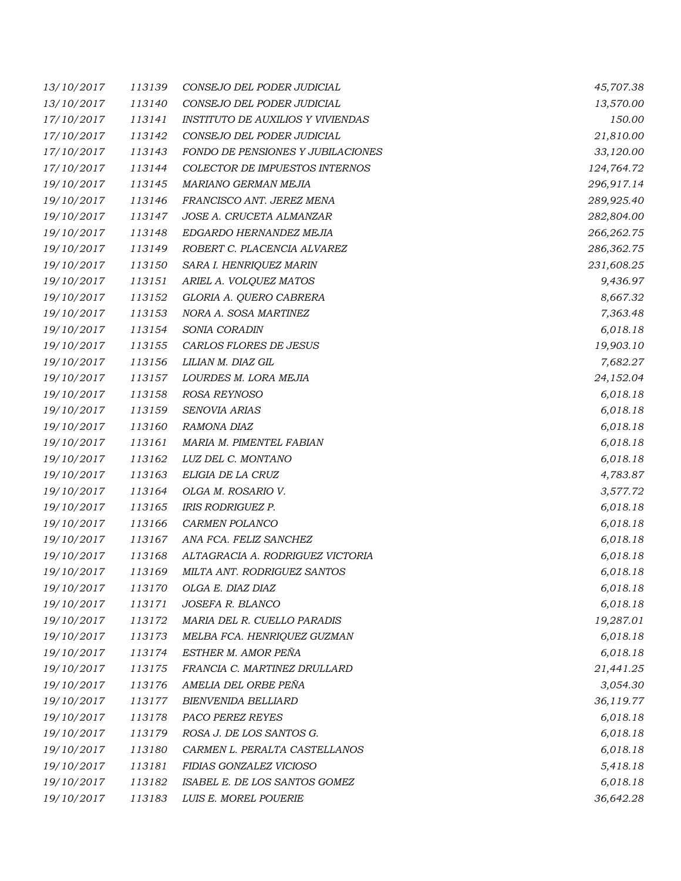| | | | |
|---|---|---|---|
| 13/10/2017 | 113139 | CONSEJO DEL PODER JUDICIAL | 45,707.38 |
| 13/10/2017 | 113140 | CONSEJO DEL PODER JUDICIAL | 13,570.00 |
| 17/10/2017 | 113141 | INSTITUTO DE AUXILIOS Y VIVIENDAS | 150.00 |
| 17/10/2017 | 113142 | CONSEJO DEL PODER JUDICIAL | 21,810.00 |
| 17/10/2017 | 113143 | FONDO DE PENSIONES Y JUBILACIONES | 33,120.00 |
| 17/10/2017 | 113144 | COLECTOR DE IMPUESTOS INTERNOS | 124,764.72 |
| 19/10/2017 | 113145 | MARIANO GERMAN MEJIA | 296,917.14 |
| 19/10/2017 | 113146 | FRANCISCO ANT. JEREZ MENA | 289,925.40 |
| 19/10/2017 | 113147 | JOSE A. CRUCETA ALMANZAR | 282,804.00 |
| 19/10/2017 | 113148 | EDGARDO HERNANDEZ MEJIA | 266,262.75 |
| 19/10/2017 | 113149 | ROBERT C. PLACENCIA ALVAREZ | 286,362.75 |
| 19/10/2017 | 113150 | SARA I. HENRIQUEZ MARIN | 231,608.25 |
| 19/10/2017 | 113151 | ARIEL A. VOLQUEZ MATOS | 9,436.97 |
| 19/10/2017 | 113152 | GLORIA A. QUERO CABRERA | 8,667.32 |
| 19/10/2017 | 113153 | NORA A. SOSA MARTINEZ | 7,363.48 |
| 19/10/2017 | 113154 | SONIA CORADIN | 6,018.18 |
| 19/10/2017 | 113155 | CARLOS FLORES DE JESUS | 19,903.10 |
| 19/10/2017 | 113156 | LILIAN M. DIAZ GIL | 7,682.27 |
| 19/10/2017 | 113157 | LOURDES M. LORA MEJIA | 24,152.04 |
| 19/10/2017 | 113158 | ROSA REYNOSO | 6,018.18 |
| 19/10/2017 | 113159 | SENOVIA ARIAS | 6,018.18 |
| 19/10/2017 | 113160 | RAMONA DIAZ | 6,018.18 |
| 19/10/2017 | 113161 | MARIA M. PIMENTEL FABIAN | 6,018.18 |
| 19/10/2017 | 113162 | LUZ DEL C. MONTANO | 6,018.18 |
| 19/10/2017 | 113163 | ELIGIA DE LA CRUZ | 4,783.87 |
| 19/10/2017 | 113164 | OLGA M. ROSARIO V. | 3,577.72 |
| 19/10/2017 | 113165 | IRIS RODRIGUEZ P. | 6,018.18 |
| 19/10/2017 | 113166 | CARMEN POLANCO | 6,018.18 |
| 19/10/2017 | 113167 | ANA FCA. FELIZ SANCHEZ | 6,018.18 |
| 19/10/2017 | 113168 | ALTAGRACIA A. RODRIGUEZ VICTORIA | 6,018.18 |
| 19/10/2017 | 113169 | MILTA ANT. RODRIGUEZ SANTOS | 6,018.18 |
| 19/10/2017 | 113170 | OLGA E. DIAZ DIAZ | 6,018.18 |
| 19/10/2017 | 113171 | JOSEFA R. BLANCO | 6,018.18 |
| 19/10/2017 | 113172 | MARIA DEL R. CUELLO PARADIS | 19,287.01 |
| 19/10/2017 | 113173 | MELBA FCA. HENRIQUEZ GUZMAN | 6,018.18 |
| 19/10/2017 | 113174 | ESTHER M. AMOR PEÑA | 6,018.18 |
| 19/10/2017 | 113175 | FRANCIA C. MARTINEZ DRULLARD | 21,441.25 |
| 19/10/2017 | 113176 | AMELIA DEL ORBE PEÑA | 3,054.30 |
| 19/10/2017 | 113177 | BIENVENIDA BELLIARD | 36,119.77 |
| 19/10/2017 | 113178 | PACO PEREZ REYES | 6,018.18 |
| 19/10/2017 | 113179 | ROSA J. DE LOS SANTOS G. | 6,018.18 |
| 19/10/2017 | 113180 | CARMEN L. PERALTA CASTELLANOS | 6,018.18 |
| 19/10/2017 | 113181 | FIDIAS GONZALEZ VICIOSO | 5,418.18 |
| 19/10/2017 | 113182 | ISABEL E. DE LOS SANTOS GOMEZ | 6,018.18 |
| 19/10/2017 | 113183 | LUIS E. MOREL POUERIE | 36,642.28 |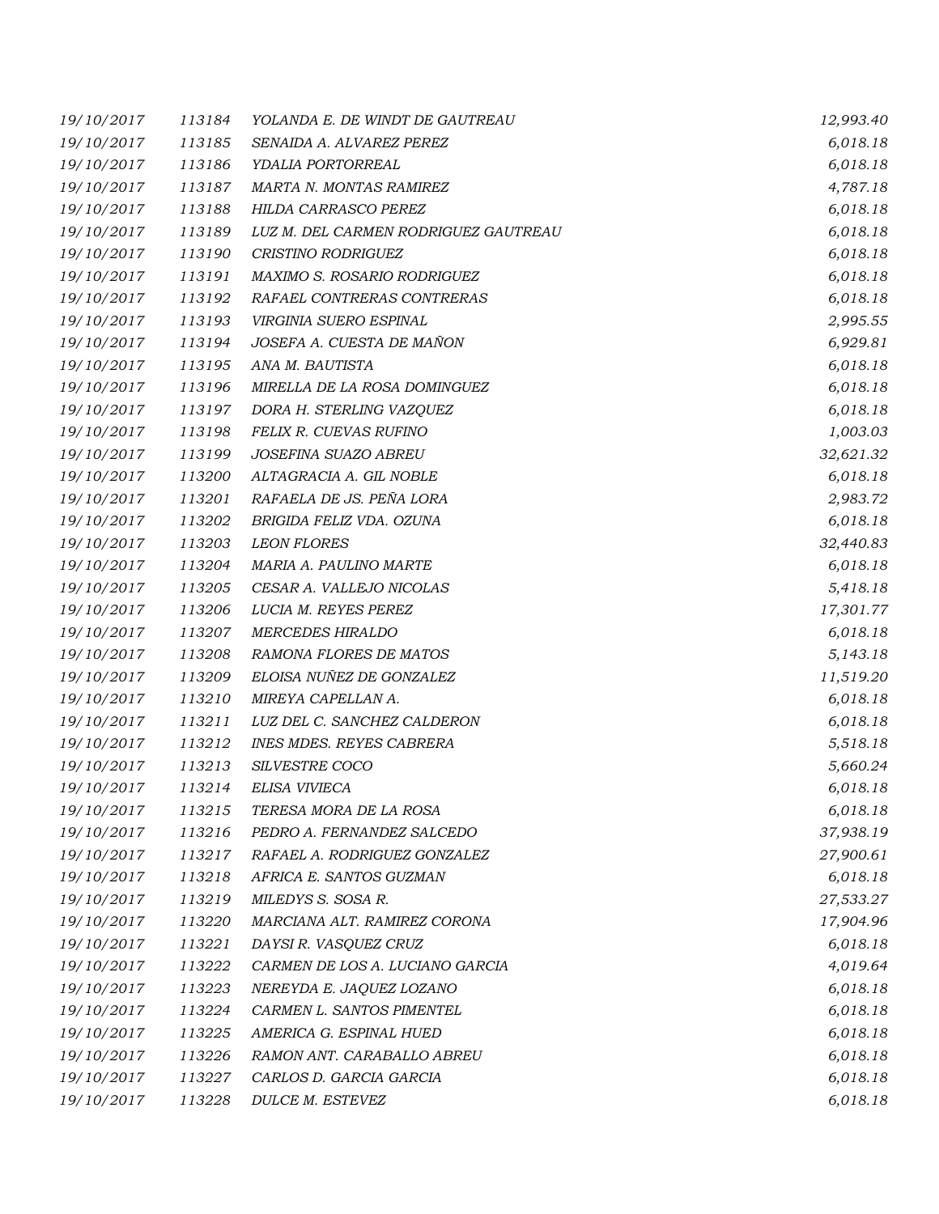| | | | |
|---|---|---|---|
| 19/10/2017 | 113184 | YOLANDA E. DE WINDT DE GAUTREAU | 12,993.40 |
| 19/10/2017 | 113185 | SENAIDA A. ALVAREZ PEREZ | 6,018.18 |
| 19/10/2017 | 113186 | YDALIA PORTORREAL | 6,018.18 |
| 19/10/2017 | 113187 | MARTA N. MONTAS RAMIREZ | 4,787.18 |
| 19/10/2017 | 113188 | HILDA CARRASCO PEREZ | 6,018.18 |
| 19/10/2017 | 113189 | LUZ M. DEL CARMEN RODRIGUEZ GAUTREAU | 6,018.18 |
| 19/10/2017 | 113190 | CRISTINO RODRIGUEZ | 6,018.18 |
| 19/10/2017 | 113191 | MAXIMO S. ROSARIO RODRIGUEZ | 6,018.18 |
| 19/10/2017 | 113192 | RAFAEL CONTRERAS CONTRERAS | 6,018.18 |
| 19/10/2017 | 113193 | VIRGINIA SUERO ESPINAL | 2,995.55 |
| 19/10/2017 | 113194 | JOSEFA A. CUESTA DE MAÑON | 6,929.81 |
| 19/10/2017 | 113195 | ANA M. BAUTISTA | 6,018.18 |
| 19/10/2017 | 113196 | MIRELLA DE LA ROSA DOMINGUEZ | 6,018.18 |
| 19/10/2017 | 113197 | DORA H. STERLING VAZQUEZ | 6,018.18 |
| 19/10/2017 | 113198 | FELIX R. CUEVAS RUFINO | 1,003.03 |
| 19/10/2017 | 113199 | JOSEFINA SUAZO ABREU | 32,621.32 |
| 19/10/2017 | 113200 | ALTAGRACIA A. GIL NOBLE | 6,018.18 |
| 19/10/2017 | 113201 | RAFAELA DE JS. PEÑA LORA | 2,983.72 |
| 19/10/2017 | 113202 | BRIGIDA FELIZ VDA. OZUNA | 6,018.18 |
| 19/10/2017 | 113203 | LEON FLORES | 32,440.83 |
| 19/10/2017 | 113204 | MARIA A. PAULINO MARTE | 6,018.18 |
| 19/10/2017 | 113205 | CESAR A. VALLEJO NICOLAS | 5,418.18 |
| 19/10/2017 | 113206 | LUCIA M. REYES PEREZ | 17,301.77 |
| 19/10/2017 | 113207 | MERCEDES HIRALDO | 6,018.18 |
| 19/10/2017 | 113208 | RAMONA FLORES DE MATOS | 5,143.18 |
| 19/10/2017 | 113209 | ELOISA NUÑEZ DE GONZALEZ | 11,519.20 |
| 19/10/2017 | 113210 | MIREYA CAPELLAN A. | 6,018.18 |
| 19/10/2017 | 113211 | LUZ DEL C. SANCHEZ CALDERON | 6,018.18 |
| 19/10/2017 | 113212 | INES MDES. REYES CABRERA | 5,518.18 |
| 19/10/2017 | 113213 | SILVESTRE COCO | 5,660.24 |
| 19/10/2017 | 113214 | ELISA VIVIECA | 6,018.18 |
| 19/10/2017 | 113215 | TERESA MORA DE LA ROSA | 6,018.18 |
| 19/10/2017 | 113216 | PEDRO A. FERNANDEZ SALCEDO | 37,938.19 |
| 19/10/2017 | 113217 | RAFAEL A. RODRIGUEZ GONZALEZ | 27,900.61 |
| 19/10/2017 | 113218 | AFRICA E. SANTOS GUZMAN | 6,018.18 |
| 19/10/2017 | 113219 | MILEDYS S. SOSA R. | 27,533.27 |
| 19/10/2017 | 113220 | MARCIANA ALT. RAMIREZ CORONA | 17,904.96 |
| 19/10/2017 | 113221 | DAYSI R. VASQUEZ CRUZ | 6,018.18 |
| 19/10/2017 | 113222 | CARMEN DE LOS A. LUCIANO GARCIA | 4,019.64 |
| 19/10/2017 | 113223 | NEREYDA E. JAQUEZ LOZANO | 6,018.18 |
| 19/10/2017 | 113224 | CARMEN L. SANTOS PIMENTEL | 6,018.18 |
| 19/10/2017 | 113225 | AMERICA G. ESPINAL HUED | 6,018.18 |
| 19/10/2017 | 113226 | RAMON ANT. CARABALLO ABREU | 6,018.18 |
| 19/10/2017 | 113227 | CARLOS D. GARCIA GARCIA | 6,018.18 |
| 19/10/2017 | 113228 | DULCE M. ESTEVEZ | 6,018.18 |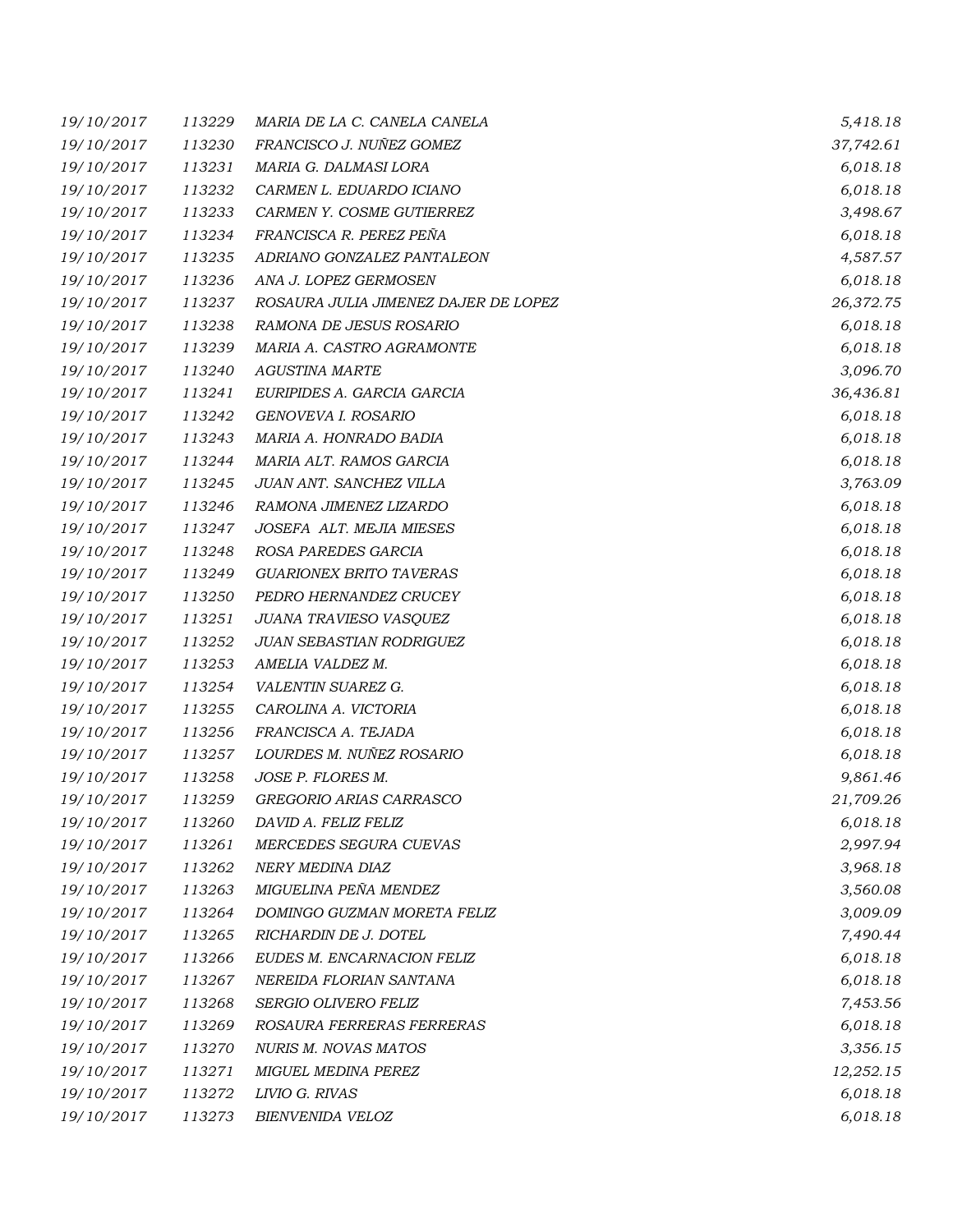| | | | |
|---|---|---|---|
| 19/10/2017 | 113229 | MARIA DE LA C. CANELA CANELA | 5,418.18 |
| 19/10/2017 | 113230 | FRANCISCO J. NUÑEZ GOMEZ | 37,742.61 |
| 19/10/2017 | 113231 | MARIA G. DALMASI LORA | 6,018.18 |
| 19/10/2017 | 113232 | CARMEN L. EDUARDO ICIANO | 6,018.18 |
| 19/10/2017 | 113233 | CARMEN Y. COSME GUTIERREZ | 3,498.67 |
| 19/10/2017 | 113234 | FRANCISCA R. PEREZ PEÑA | 6,018.18 |
| 19/10/2017 | 113235 | ADRIANO GONZALEZ PANTALEON | 4,587.57 |
| 19/10/2017 | 113236 | ANA J. LOPEZ GERMOSEN | 6,018.18 |
| 19/10/2017 | 113237 | ROSAURA JULIA JIMENEZ DAJER DE LOPEZ | 26,372.75 |
| 19/10/2017 | 113238 | RAMONA DE JESUS ROSARIO | 6,018.18 |
| 19/10/2017 | 113239 | MARIA A. CASTRO AGRAMONTE | 6,018.18 |
| 19/10/2017 | 113240 | AGUSTINA MARTE | 3,096.70 |
| 19/10/2017 | 113241 | EURIPIDES A. GARCIA GARCIA | 36,436.81 |
| 19/10/2017 | 113242 | GENOVEVA I. ROSARIO | 6,018.18 |
| 19/10/2017 | 113243 | MARIA A. HONRADO BADIA | 6,018.18 |
| 19/10/2017 | 113244 | MARIA ALT. RAMOS GARCIA | 6,018.18 |
| 19/10/2017 | 113245 | JUAN ANT. SANCHEZ VILLA | 3,763.09 |
| 19/10/2017 | 113246 | RAMONA JIMENEZ LIZARDO | 6,018.18 |
| 19/10/2017 | 113247 | JOSEFA ALT. MEJIA MIESES | 6,018.18 |
| 19/10/2017 | 113248 | ROSA PAREDES GARCIA | 6,018.18 |
| 19/10/2017 | 113249 | GUARIONEX BRITO TAVERAS | 6,018.18 |
| 19/10/2017 | 113250 | PEDRO HERNANDEZ CRUCEY | 6,018.18 |
| 19/10/2017 | 113251 | JUANA TRAVIESO VASQUEZ | 6,018.18 |
| 19/10/2017 | 113252 | JUAN SEBASTIAN RODRIGUEZ | 6,018.18 |
| 19/10/2017 | 113253 | AMELIA VALDEZ M. | 6,018.18 |
| 19/10/2017 | 113254 | VALENTIN SUAREZ G. | 6,018.18 |
| 19/10/2017 | 113255 | CAROLINA A. VICTORIA | 6,018.18 |
| 19/10/2017 | 113256 | FRANCISCA A. TEJADA | 6,018.18 |
| 19/10/2017 | 113257 | LOURDES M. NUÑEZ ROSARIO | 6,018.18 |
| 19/10/2017 | 113258 | JOSE P. FLORES M. | 9,861.46 |
| 19/10/2017 | 113259 | GREGORIO ARIAS CARRASCO | 21,709.26 |
| 19/10/2017 | 113260 | DAVID A. FELIZ FELIZ | 6,018.18 |
| 19/10/2017 | 113261 | MERCEDES SEGURA CUEVAS | 2,997.94 |
| 19/10/2017 | 113262 | NERY MEDINA DIAZ | 3,968.18 |
| 19/10/2017 | 113263 | MIGUELINA PEÑA MENDEZ | 3,560.08 |
| 19/10/2017 | 113264 | DOMINGO GUZMAN MORETA FELIZ | 3,009.09 |
| 19/10/2017 | 113265 | RICHARDIN DE J. DOTEL | 7,490.44 |
| 19/10/2017 | 113266 | EUDES M. ENCARNACION FELIZ | 6,018.18 |
| 19/10/2017 | 113267 | NEREIDA FLORIAN SANTANA | 6,018.18 |
| 19/10/2017 | 113268 | SERGIO OLIVERO FELIZ | 7,453.56 |
| 19/10/2017 | 113269 | ROSAURA FERRERAS FERRERAS | 6,018.18 |
| 19/10/2017 | 113270 | NURIS M. NOVAS MATOS | 3,356.15 |
| 19/10/2017 | 113271 | MIGUEL MEDINA PEREZ | 12,252.15 |
| 19/10/2017 | 113272 | LIVIO G. RIVAS | 6,018.18 |
| 19/10/2017 | 113273 | BIENVENIDA VELOZ | 6,018.18 |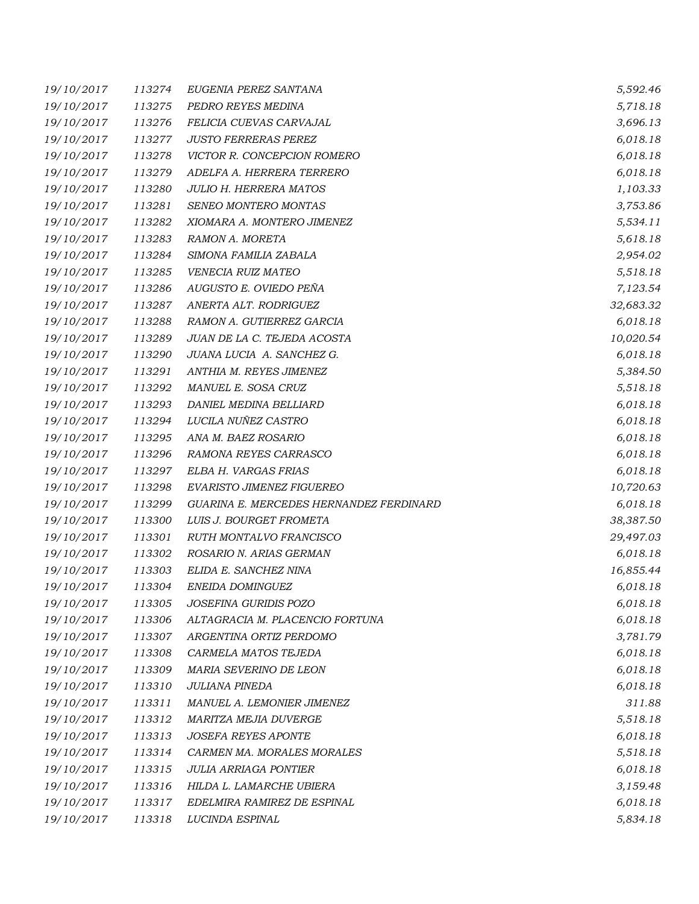| | | | |
|---|---|---|---|
| 19/10/2017 | 113274 | EUGENIA PEREZ SANTANA | 5,592.46 |
| 19/10/2017 | 113275 | PEDRO REYES MEDINA | 5,718.18 |
| 19/10/2017 | 113276 | FELICIA CUEVAS CARVAJAL | 3,696.13 |
| 19/10/2017 | 113277 | JUSTO FERRERAS PEREZ | 6,018.18 |
| 19/10/2017 | 113278 | VICTOR R. CONCEPCION ROMERO | 6,018.18 |
| 19/10/2017 | 113279 | ADELFA A. HERRERA TERRERO | 6,018.18 |
| 19/10/2017 | 113280 | JULIO H. HERRERA MATOS | 1,103.33 |
| 19/10/2017 | 113281 | SENEO MONTERO MONTAS | 3,753.86 |
| 19/10/2017 | 113282 | XIOMARA A. MONTERO JIMENEZ | 5,534.11 |
| 19/10/2017 | 113283 | RAMON A. MORETA | 5,618.18 |
| 19/10/2017 | 113284 | SIMONA FAMILIA ZABALA | 2,954.02 |
| 19/10/2017 | 113285 | VENECIA RUIZ MATEO | 5,518.18 |
| 19/10/2017 | 113286 | AUGUSTO E. OVIEDO PEÑA | 7,123.54 |
| 19/10/2017 | 113287 | ANERTA ALT. RODRIGUEZ | 32,683.32 |
| 19/10/2017 | 113288 | RAMON A. GUTIERREZ GARCIA | 6,018.18 |
| 19/10/2017 | 113289 | JUAN DE LA C. TEJEDA ACOSTA | 10,020.54 |
| 19/10/2017 | 113290 | JUANA LUCIA A. SANCHEZ G. | 6,018.18 |
| 19/10/2017 | 113291 | ANTHIA M. REYES JIMENEZ | 5,384.50 |
| 19/10/2017 | 113292 | MANUEL E. SOSA CRUZ | 5,518.18 |
| 19/10/2017 | 113293 | DANIEL MEDINA BELLIARD | 6,018.18 |
| 19/10/2017 | 113294 | LUCILA NUÑEZ CASTRO | 6,018.18 |
| 19/10/2017 | 113295 | ANA M. BAEZ ROSARIO | 6,018.18 |
| 19/10/2017 | 113296 | RAMONA REYES CARRASCO | 6,018.18 |
| 19/10/2017 | 113297 | ELBA H. VARGAS FRIAS | 6,018.18 |
| 19/10/2017 | 113298 | EVARISTO JIMENEZ FIGUEREO | 10,720.63 |
| 19/10/2017 | 113299 | GUARINA E. MERCEDES HERNANDEZ FERDINARD | 6,018.18 |
| 19/10/2017 | 113300 | LUIS J. BOURGET FROMETA | 38,387.50 |
| 19/10/2017 | 113301 | RUTH MONTALVO FRANCISCO | 29,497.03 |
| 19/10/2017 | 113302 | ROSARIO N. ARIAS GERMAN | 6,018.18 |
| 19/10/2017 | 113303 | ELIDA E. SANCHEZ NINA | 16,855.44 |
| 19/10/2017 | 113304 | ENEIDA DOMINGUEZ | 6,018.18 |
| 19/10/2017 | 113305 | JOSEFINA GURIDIS POZO | 6,018.18 |
| 19/10/2017 | 113306 | ALTAGRACIA M. PLACENCIO FORTUNA | 6,018.18 |
| 19/10/2017 | 113307 | ARGENTINA ORTIZ PERDOMO | 3,781.79 |
| 19/10/2017 | 113308 | CARMELA MATOS TEJEDA | 6,018.18 |
| 19/10/2017 | 113309 | MARIA SEVERINO DE LEON | 6,018.18 |
| 19/10/2017 | 113310 | JULIANA PINEDA | 6,018.18 |
| 19/10/2017 | 113311 | MANUEL A. LEMONIER JIMENEZ | 311.88 |
| 19/10/2017 | 113312 | MARITZA MEJIA DUVERGE | 5,518.18 |
| 19/10/2017 | 113313 | JOSEFA REYES APONTE | 6,018.18 |
| 19/10/2017 | 113314 | CARMEN MA. MORALES MORALES | 5,518.18 |
| 19/10/2017 | 113315 | JULIA ARRIAGA PONTIER | 6,018.18 |
| 19/10/2017 | 113316 | HILDA L. LAMARCHE UBIERA | 3,159.48 |
| 19/10/2017 | 113317 | EDELMIRA RAMIREZ DE ESPINAL | 6,018.18 |
| 19/10/2017 | 113318 | LUCINDA ESPINAL | 5,834.18 |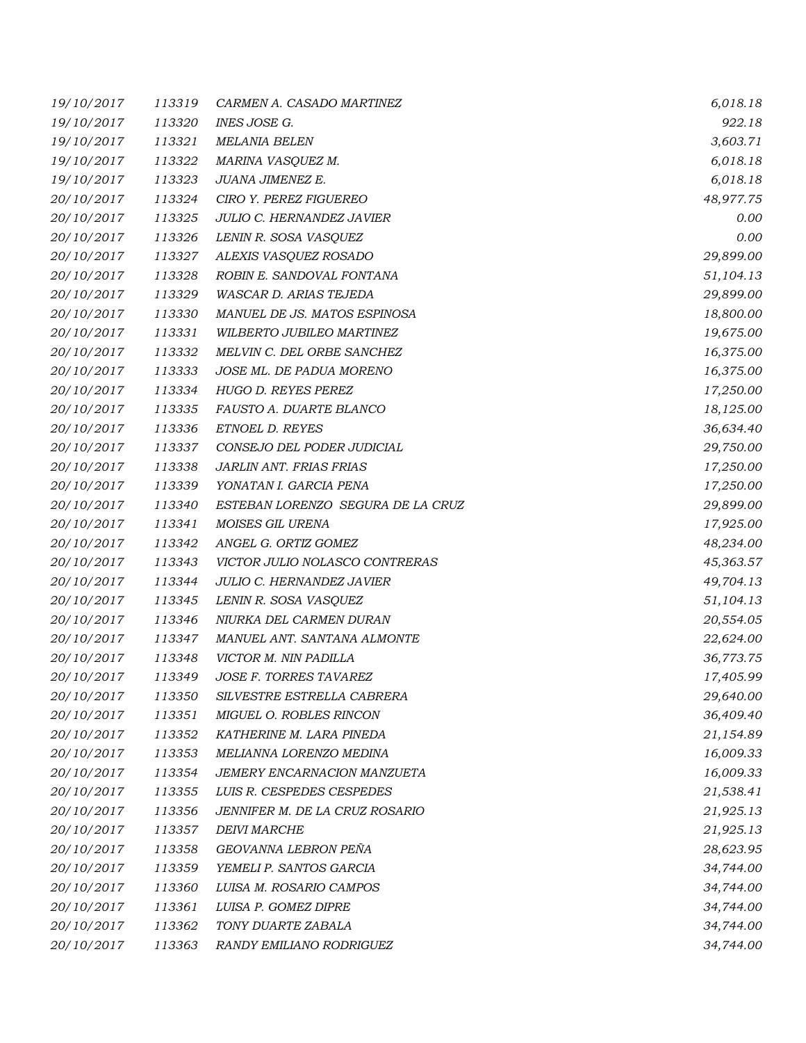| | | | |
|---|---|---|---|
| 19/10/2017 | 113319 | CARMEN A. CASADO MARTINEZ | 6,018.18 |
| 19/10/2017 | 113320 | INES JOSE G. | 922.18 |
| 19/10/2017 | 113321 | MELANIA BELEN | 3,603.71 |
| 19/10/2017 | 113322 | MARINA VASQUEZ M. | 6,018.18 |
| 19/10/2017 | 113323 | JUANA JIMENEZ E. | 6,018.18 |
| 20/10/2017 | 113324 | CIRO Y. PEREZ FIGUEREO | 48,977.75 |
| 20/10/2017 | 113325 | JULIO C. HERNANDEZ JAVIER | 0.00 |
| 20/10/2017 | 113326 | LENIN R. SOSA VASQUEZ | 0.00 |
| 20/10/2017 | 113327 | ALEXIS VASQUEZ ROSADO | 29,899.00 |
| 20/10/2017 | 113328 | ROBIN E. SANDOVAL FONTANA | 51,104.13 |
| 20/10/2017 | 113329 | WASCAR D. ARIAS TEJEDA | 29,899.00 |
| 20/10/2017 | 113330 | MANUEL DE JS. MATOS ESPINOSA | 18,800.00 |
| 20/10/2017 | 113331 | WILBERTO JUBILEO MARTINEZ | 19,675.00 |
| 20/10/2017 | 113332 | MELVIN C. DEL ORBE SANCHEZ | 16,375.00 |
| 20/10/2017 | 113333 | JOSE ML. DE PADUA MORENO | 16,375.00 |
| 20/10/2017 | 113334 | HUGO D. REYES PEREZ | 17,250.00 |
| 20/10/2017 | 113335 | FAUSTO A. DUARTE BLANCO | 18,125.00 |
| 20/10/2017 | 113336 | ETNOEL D. REYES | 36,634.40 |
| 20/10/2017 | 113337 | CONSEJO DEL PODER JUDICIAL | 29,750.00 |
| 20/10/2017 | 113338 | JARLIN ANT. FRIAS FRIAS | 17,250.00 |
| 20/10/2017 | 113339 | YONATAN I. GARCIA PENA | 17,250.00 |
| 20/10/2017 | 113340 | ESTEBAN LORENZO SEGURA DE LA CRUZ | 29,899.00 |
| 20/10/2017 | 113341 | MOISES GIL URENA | 17,925.00 |
| 20/10/2017 | 113342 | ANGEL G. ORTIZ GOMEZ | 48,234.00 |
| 20/10/2017 | 113343 | VICTOR JULIO NOLASCO CONTRERAS | 45,363.57 |
| 20/10/2017 | 113344 | JULIO C. HERNANDEZ JAVIER | 49,704.13 |
| 20/10/2017 | 113345 | LENIN R. SOSA VASQUEZ | 51,104.13 |
| 20/10/2017 | 113346 | NIURKA DEL CARMEN DURAN | 20,554.05 |
| 20/10/2017 | 113347 | MANUEL ANT. SANTANA ALMONTE | 22,624.00 |
| 20/10/2017 | 113348 | VICTOR M. NIN PADILLA | 36,773.75 |
| 20/10/2017 | 113349 | JOSE F. TORRES TAVAREZ | 17,405.99 |
| 20/10/2017 | 113350 | SILVESTRE ESTRELLA CABRERA | 29,640.00 |
| 20/10/2017 | 113351 | MIGUEL O. ROBLES RINCON | 36,409.40 |
| 20/10/2017 | 113352 | KATHERINE M. LARA PINEDA | 21,154.89 |
| 20/10/2017 | 113353 | MELIANNA LORENZO MEDINA | 16,009.33 |
| 20/10/2017 | 113354 | JEMERY ENCARNACION MANZUETA | 16,009.33 |
| 20/10/2017 | 113355 | LUIS R. CESPEDES CESPEDES | 21,538.41 |
| 20/10/2017 | 113356 | JENNIFER M. DE LA CRUZ ROSARIO | 21,925.13 |
| 20/10/2017 | 113357 | DEIVI MARCHE | 21,925.13 |
| 20/10/2017 | 113358 | GEOVANNA LEBRON PEÑA | 28,623.95 |
| 20/10/2017 | 113359 | YEMELI P. SANTOS GARCIA | 34,744.00 |
| 20/10/2017 | 113360 | LUISA M. ROSARIO CAMPOS | 34,744.00 |
| 20/10/2017 | 113361 | LUISA P. GOMEZ DIPRE | 34,744.00 |
| 20/10/2017 | 113362 | TONY DUARTE ZABALA | 34,744.00 |
| 20/10/2017 | 113363 | RANDY EMILIANO RODRIGUEZ | 34,744.00 |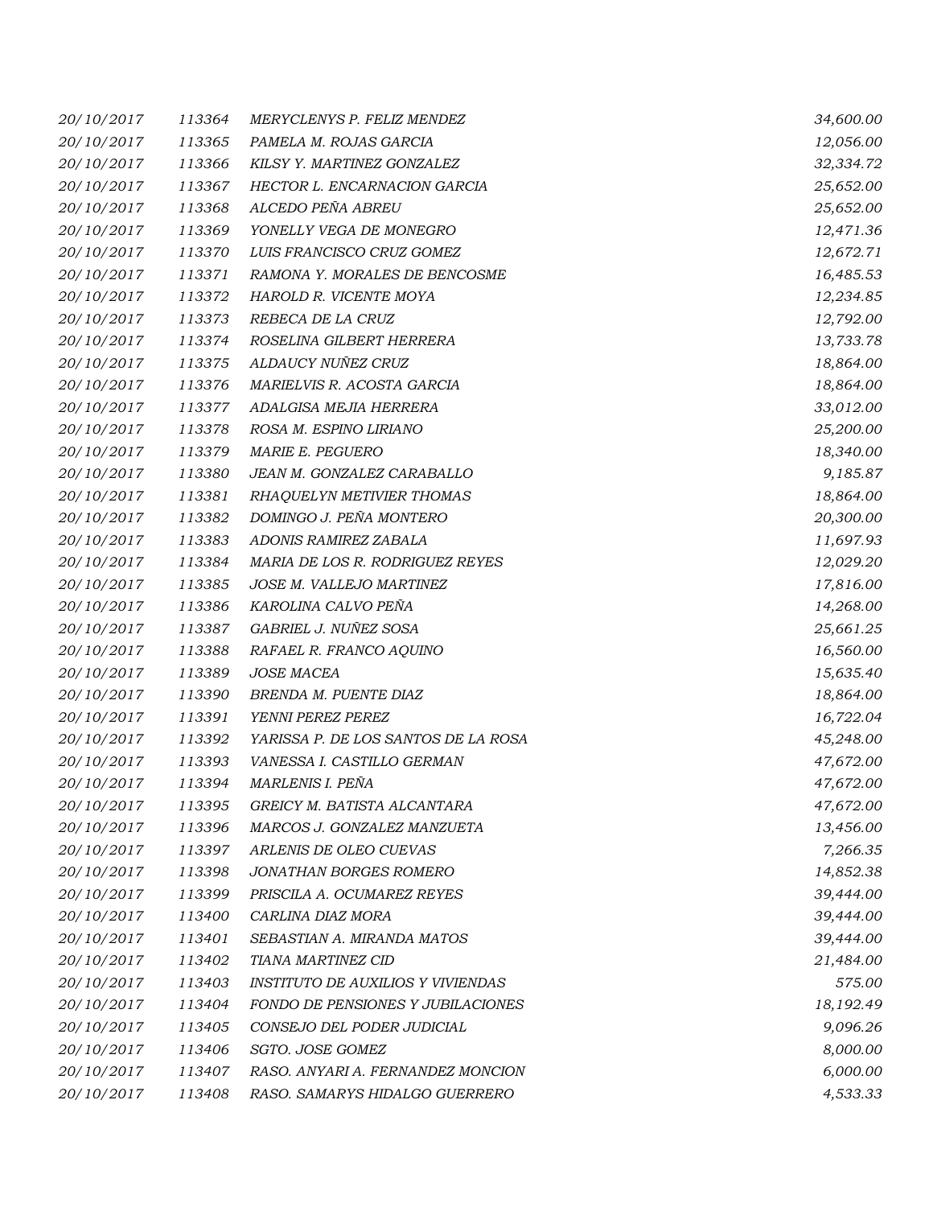| | | | |
|---|---|---|---|
| 20/10/2017 | 113364 | MERYCLENYS P. FELIZ MENDEZ | 34,600.00 |
| 20/10/2017 | 113365 | PAMELA M. ROJAS GARCIA | 12,056.00 |
| 20/10/2017 | 113366 | KILSY Y. MARTINEZ GONZALEZ | 32,334.72 |
| 20/10/2017 | 113367 | HECTOR L. ENCARNACION GARCIA | 25,652.00 |
| 20/10/2017 | 113368 | ALCEDO PEÑA ABREU | 25,652.00 |
| 20/10/2017 | 113369 | YONELLY VEGA DE MONEGRO | 12,471.36 |
| 20/10/2017 | 113370 | LUIS FRANCISCO CRUZ GOMEZ | 12,672.71 |
| 20/10/2017 | 113371 | RAMONA Y. MORALES DE BENCOSME | 16,485.53 |
| 20/10/2017 | 113372 | HAROLD R. VICENTE MOYA | 12,234.85 |
| 20/10/2017 | 113373 | REBECA DE LA CRUZ | 12,792.00 |
| 20/10/2017 | 113374 | ROSELINA GILBERT HERRERA | 13,733.78 |
| 20/10/2017 | 113375 | ALDAUCY NUÑEZ CRUZ | 18,864.00 |
| 20/10/2017 | 113376 | MARIELVIS R. ACOSTA GARCIA | 18,864.00 |
| 20/10/2017 | 113377 | ADALGISA MEJIA HERRERA | 33,012.00 |
| 20/10/2017 | 113378 | ROSA M. ESPINO LIRIANO | 25,200.00 |
| 20/10/2017 | 113379 | MARIE E. PEGUERO | 18,340.00 |
| 20/10/2017 | 113380 | JEAN M. GONZALEZ CARABALLO | 9,185.87 |
| 20/10/2017 | 113381 | RHAQUELYN METIVIER THOMAS | 18,864.00 |
| 20/10/2017 | 113382 | DOMINGO J. PEÑA MONTERO | 20,300.00 |
| 20/10/2017 | 113383 | ADONIS RAMIREZ ZABALA | 11,697.93 |
| 20/10/2017 | 113384 | MARIA DE LOS R. RODRIGUEZ REYES | 12,029.20 |
| 20/10/2017 | 113385 | JOSE M. VALLEJO MARTINEZ | 17,816.00 |
| 20/10/2017 | 113386 | KAROLINA CALVO PEÑA | 14,268.00 |
| 20/10/2017 | 113387 | GABRIEL J. NUÑEZ SOSA | 25,661.25 |
| 20/10/2017 | 113388 | RAFAEL R. FRANCO AQUINO | 16,560.00 |
| 20/10/2017 | 113389 | JOSE MACEA | 15,635.40 |
| 20/10/2017 | 113390 | BRENDA M. PUENTE DIAZ | 18,864.00 |
| 20/10/2017 | 113391 | YENNI PEREZ PEREZ | 16,722.04 |
| 20/10/2017 | 113392 | YARISSA P. DE LOS SANTOS DE LA ROSA | 45,248.00 |
| 20/10/2017 | 113393 | VANESSA I. CASTILLO GERMAN | 47,672.00 |
| 20/10/2017 | 113394 | MARLENIS I. PEÑA | 47,672.00 |
| 20/10/2017 | 113395 | GREICY M. BATISTA ALCANTARA | 47,672.00 |
| 20/10/2017 | 113396 | MARCOS J. GONZALEZ MANZUETA | 13,456.00 |
| 20/10/2017 | 113397 | ARLENIS DE OLEO CUEVAS | 7,266.35 |
| 20/10/2017 | 113398 | JONATHAN BORGES ROMERO | 14,852.38 |
| 20/10/2017 | 113399 | PRISCILA A. OCUMAREZ REYES | 39,444.00 |
| 20/10/2017 | 113400 | CARLINA DIAZ MORA | 39,444.00 |
| 20/10/2017 | 113401 | SEBASTIAN A. MIRANDA MATOS | 39,444.00 |
| 20/10/2017 | 113402 | TIANA MARTINEZ CID | 21,484.00 |
| 20/10/2017 | 113403 | INSTITUTO DE AUXILIOS Y VIVIENDAS | 575.00 |
| 20/10/2017 | 113404 | FONDO DE PENSIONES Y JUBILACIONES | 18,192.49 |
| 20/10/2017 | 113405 | CONSEJO DEL PODER JUDICIAL | 9,096.26 |
| 20/10/2017 | 113406 | SGTO. JOSE GOMEZ | 8,000.00 |
| 20/10/2017 | 113407 | RASO. ANYARI A. FERNANDEZ MONCION | 6,000.00 |
| 20/10/2017 | 113408 | RASO. SAMARYS HIDALGO GUERRERO | 4,533.33 |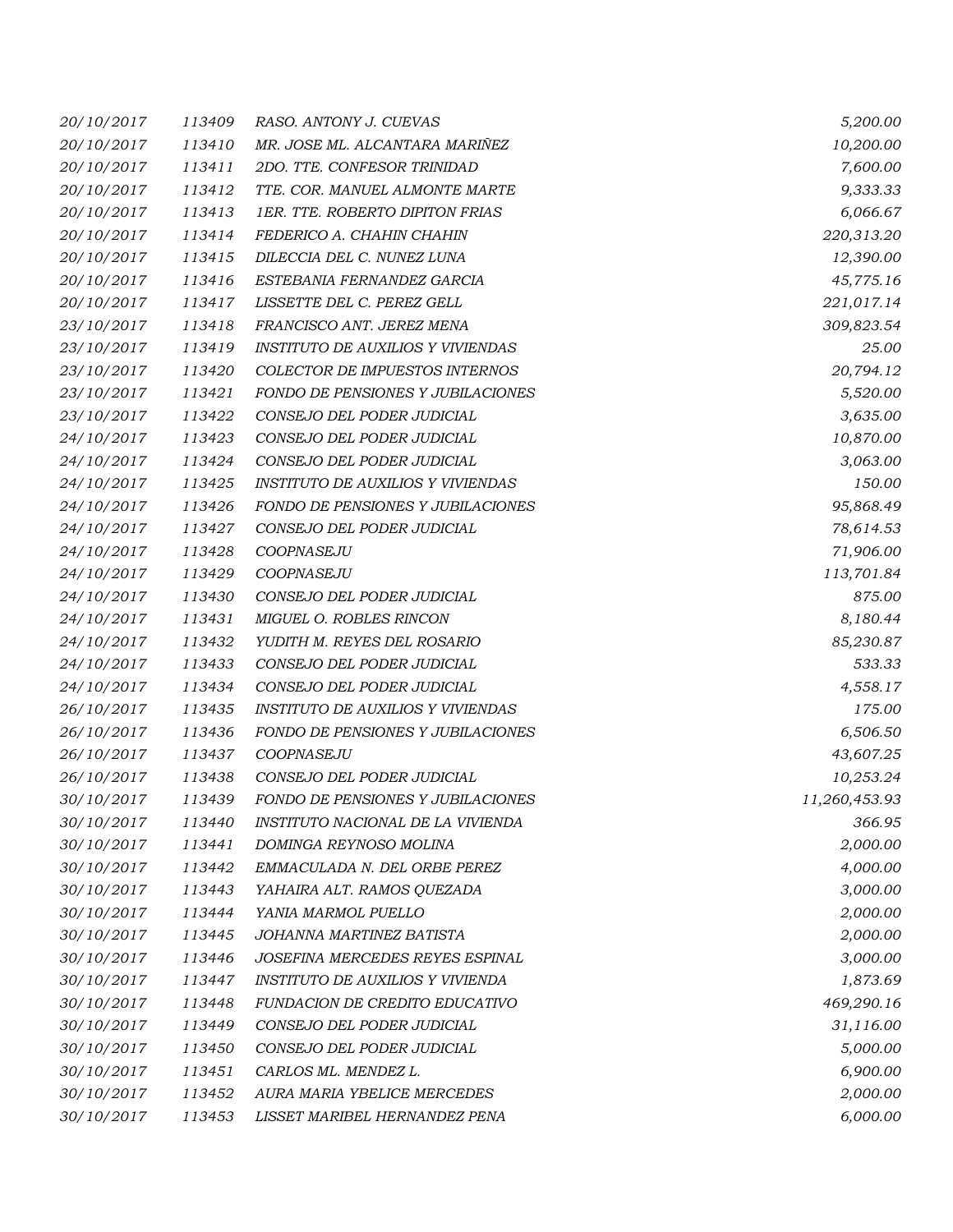| | | | |
|---|---|---|---|
| 20/10/2017 | 113409 | RASO. ANTONY J. CUEVAS | 5,200.00 |
| 20/10/2017 | 113410 | MR. JOSE ML. ALCANTARA MARIÑEZ | 10,200.00 |
| 20/10/2017 | 113411 | 2DO. TTE. CONFESOR TRINIDAD | 7,600.00 |
| 20/10/2017 | 113412 | TTE. COR. MANUEL ALMONTE MARTE | 9,333.33 |
| 20/10/2017 | 113413 | 1ER. TTE. ROBERTO DIPITON FRIAS | 6,066.67 |
| 20/10/2017 | 113414 | FEDERICO A. CHAHIN CHAHIN | 220,313.20 |
| 20/10/2017 | 113415 | DILECCIA DEL C. NUNEZ LUNA | 12,390.00 |
| 20/10/2017 | 113416 | ESTEBANIA FERNANDEZ GARCIA | 45,775.16 |
| 20/10/2017 | 113417 | LISSETTE DEL C. PEREZ GELL | 221,017.14 |
| 23/10/2017 | 113418 | FRANCISCO ANT. JEREZ MENA | 309,823.54 |
| 23/10/2017 | 113419 | INSTITUTO DE AUXILIOS Y VIVIENDAS | 25.00 |
| 23/10/2017 | 113420 | COLECTOR DE IMPUESTOS INTERNOS | 20,794.12 |
| 23/10/2017 | 113421 | FONDO DE PENSIONES Y JUBILACIONES | 5,520.00 |
| 23/10/2017 | 113422 | CONSEJO DEL PODER JUDICIAL | 3,635.00 |
| 24/10/2017 | 113423 | CONSEJO DEL PODER JUDICIAL | 10,870.00 |
| 24/10/2017 | 113424 | CONSEJO DEL PODER JUDICIAL | 3,063.00 |
| 24/10/2017 | 113425 | INSTITUTO DE AUXILIOS Y VIVIENDAS | 150.00 |
| 24/10/2017 | 113426 | FONDO DE PENSIONES Y JUBILACIONES | 95,868.49 |
| 24/10/2017 | 113427 | CONSEJO DEL PODER JUDICIAL | 78,614.53 |
| 24/10/2017 | 113428 | COOPNASEJU | 71,906.00 |
| 24/10/2017 | 113429 | COOPNASEJU | 113,701.84 |
| 24/10/2017 | 113430 | CONSEJO DEL PODER JUDICIAL | 875.00 |
| 24/10/2017 | 113431 | MIGUEL O. ROBLES RINCON | 8,180.44 |
| 24/10/2017 | 113432 | YUDITH M. REYES DEL ROSARIO | 85,230.87 |
| 24/10/2017 | 113433 | CONSEJO DEL PODER JUDICIAL | 533.33 |
| 24/10/2017 | 113434 | CONSEJO DEL PODER JUDICIAL | 4,558.17 |
| 26/10/2017 | 113435 | INSTITUTO DE AUXILIOS Y VIVIENDAS | 175.00 |
| 26/10/2017 | 113436 | FONDO DE PENSIONES Y JUBILACIONES | 6,506.50 |
| 26/10/2017 | 113437 | COOPNASEJU | 43,607.25 |
| 26/10/2017 | 113438 | CONSEJO DEL PODER JUDICIAL | 10,253.24 |
| 30/10/2017 | 113439 | FONDO DE PENSIONES Y JUBILACIONES | 11,260,453.93 |
| 30/10/2017 | 113440 | INSTITUTO NACIONAL DE LA VIVIENDA | 366.95 |
| 30/10/2017 | 113441 | DOMINGA REYNOSO MOLINA | 2,000.00 |
| 30/10/2017 | 113442 | EMMACULADA N. DEL ORBE PEREZ | 4,000.00 |
| 30/10/2017 | 113443 | YAHAIRA ALT. RAMOS QUEZADA | 3,000.00 |
| 30/10/2017 | 113444 | YANIA MARMOL PUELLO | 2,000.00 |
| 30/10/2017 | 113445 | JOHANNA MARTINEZ BATISTA | 2,000.00 |
| 30/10/2017 | 113446 | JOSEFINA MERCEDES REYES ESPINAL | 3,000.00 |
| 30/10/2017 | 113447 | INSTITUTO DE AUXILIOS Y VIVIENDA | 1,873.69 |
| 30/10/2017 | 113448 | FUNDACION DE CREDITO EDUCATIVO | 469,290.16 |
| 30/10/2017 | 113449 | CONSEJO DEL PODER JUDICIAL | 31,116.00 |
| 30/10/2017 | 113450 | CONSEJO DEL PODER JUDICIAL | 5,000.00 |
| 30/10/2017 | 113451 | CARLOS ML. MENDEZ L. | 6,900.00 |
| 30/10/2017 | 113452 | AURA MARIA YBELICE MERCEDES | 2,000.00 |
| 30/10/2017 | 113453 | LISSET MARIBEL HERNANDEZ PENA | 6,000.00 |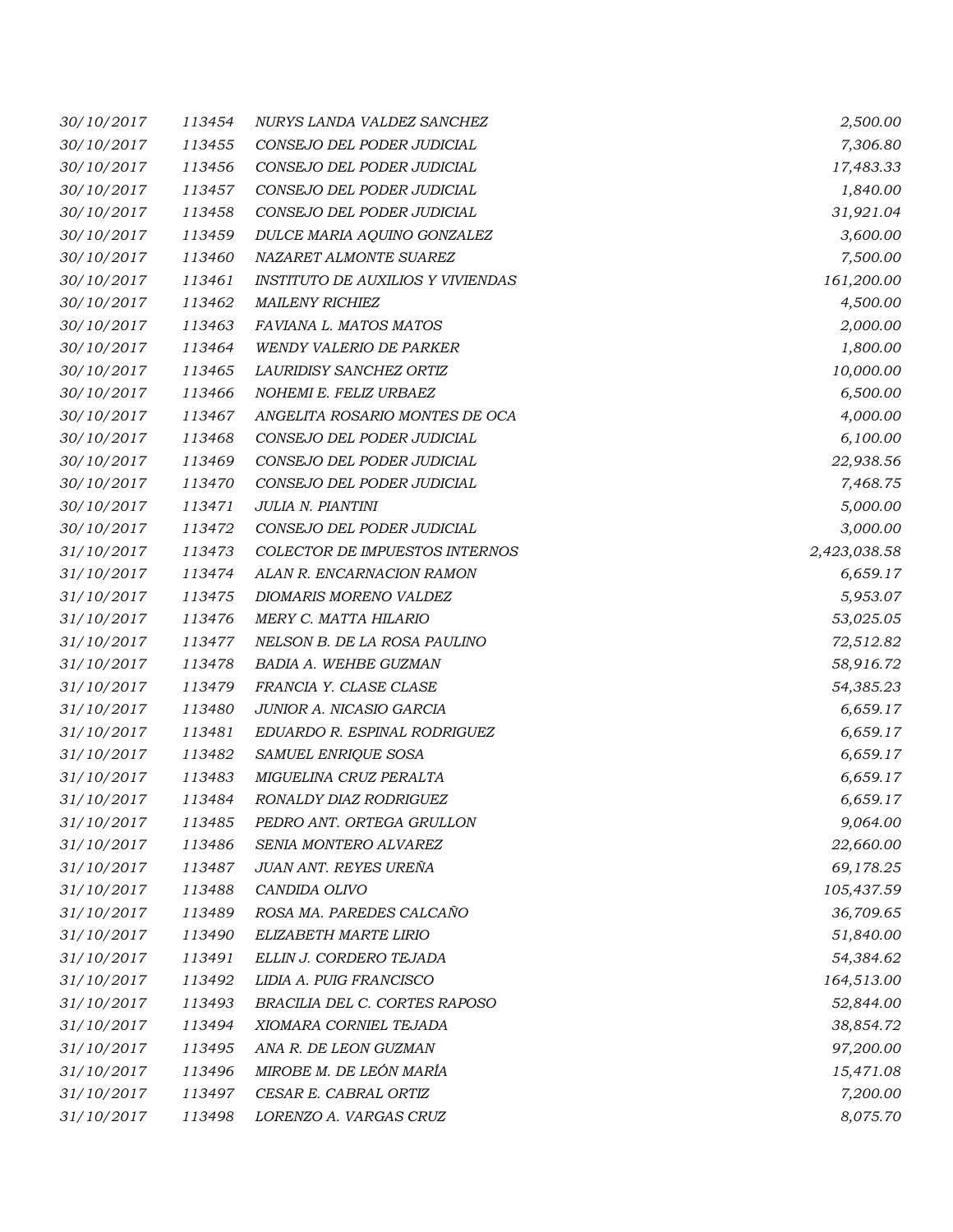| | | | |
|---|---|---|---|
| 30/10/2017 | 113454 | NURYS LANDA VALDEZ SANCHEZ | 2,500.00 |
| 30/10/2017 | 113455 | CONSEJO DEL PODER JUDICIAL | 7,306.80 |
| 30/10/2017 | 113456 | CONSEJO DEL PODER JUDICIAL | 17,483.33 |
| 30/10/2017 | 113457 | CONSEJO DEL PODER JUDICIAL | 1,840.00 |
| 30/10/2017 | 113458 | CONSEJO DEL PODER JUDICIAL | 31,921.04 |
| 30/10/2017 | 113459 | DULCE MARIA AQUINO GONZALEZ | 3,600.00 |
| 30/10/2017 | 113460 | NAZARET ALMONTE SUAREZ | 7,500.00 |
| 30/10/2017 | 113461 | INSTITUTO DE AUXILIOS Y VIVIENDAS | 161,200.00 |
| 30/10/2017 | 113462 | MAILENY RICHIEZ | 4,500.00 |
| 30/10/2017 | 113463 | FAVIANA L. MATOS MATOS | 2,000.00 |
| 30/10/2017 | 113464 | WENDY VALERIO DE PARKER | 1,800.00 |
| 30/10/2017 | 113465 | LAURIDISY SANCHEZ ORTIZ | 10,000.00 |
| 30/10/2017 | 113466 | NOHEMI E. FELIZ URBAEZ | 6,500.00 |
| 30/10/2017 | 113467 | ANGELITA ROSARIO MONTES DE OCA | 4,000.00 |
| 30/10/2017 | 113468 | CONSEJO DEL PODER JUDICIAL | 6,100.00 |
| 30/10/2017 | 113469 | CONSEJO DEL PODER JUDICIAL | 22,938.56 |
| 30/10/2017 | 113470 | CONSEJO DEL PODER JUDICIAL | 7,468.75 |
| 30/10/2017 | 113471 | JULIA N. PIANTINI | 5,000.00 |
| 30/10/2017 | 113472 | CONSEJO DEL PODER JUDICIAL | 3,000.00 |
| 31/10/2017 | 113473 | COLECTOR DE IMPUESTOS INTERNOS | 2,423,038.58 |
| 31/10/2017 | 113474 | ALAN R. ENCARNACION RAMON | 6,659.17 |
| 31/10/2017 | 113475 | DIOMARIS MORENO VALDEZ | 5,953.07 |
| 31/10/2017 | 113476 | MERY C. MATTA HILARIO | 53,025.05 |
| 31/10/2017 | 113477 | NELSON B. DE LA ROSA PAULINO | 72,512.82 |
| 31/10/2017 | 113478 | BADIA A. WEHBE GUZMAN | 58,916.72 |
| 31/10/2017 | 113479 | FRANCIA Y. CLASE CLASE | 54,385.23 |
| 31/10/2017 | 113480 | JUNIOR A. NICASIO GARCIA | 6,659.17 |
| 31/10/2017 | 113481 | EDUARDO R. ESPINAL RODRIGUEZ | 6,659.17 |
| 31/10/2017 | 113482 | SAMUEL ENRIQUE SOSA | 6,659.17 |
| 31/10/2017 | 113483 | MIGUELINA CRUZ PERALTA | 6,659.17 |
| 31/10/2017 | 113484 | RONALDY DIAZ RODRIGUEZ | 6,659.17 |
| 31/10/2017 | 113485 | PEDRO ANT. ORTEGA GRULLON | 9,064.00 |
| 31/10/2017 | 113486 | SENIA MONTERO ALVAREZ | 22,660.00 |
| 31/10/2017 | 113487 | JUAN ANT. REYES UREÑA | 69,178.25 |
| 31/10/2017 | 113488 | CANDIDA OLIVO | 105,437.59 |
| 31/10/2017 | 113489 | ROSA MA. PAREDES CALCAÑO | 36,709.65 |
| 31/10/2017 | 113490 | ELIZABETH MARTE LIRIO | 51,840.00 |
| 31/10/2017 | 113491 | ELLIN J. CORDERO TEJADA | 54,384.62 |
| 31/10/2017 | 113492 | LIDIA A. PUIG FRANCISCO | 164,513.00 |
| 31/10/2017 | 113493 | BRACILIA DEL C. CORTES RAPOSO | 52,844.00 |
| 31/10/2017 | 113494 | XIOMARA CORNIEL TEJADA | 38,854.72 |
| 31/10/2017 | 113495 | ANA R. DE LEON GUZMAN | 97,200.00 |
| 31/10/2017 | 113496 | MIROBE M. DE LEÓN MARÍA | 15,471.08 |
| 31/10/2017 | 113497 | CESAR E. CABRAL ORTIZ | 7,200.00 |
| 31/10/2017 | 113498 | LORENZO A. VARGAS CRUZ | 8,075.70 |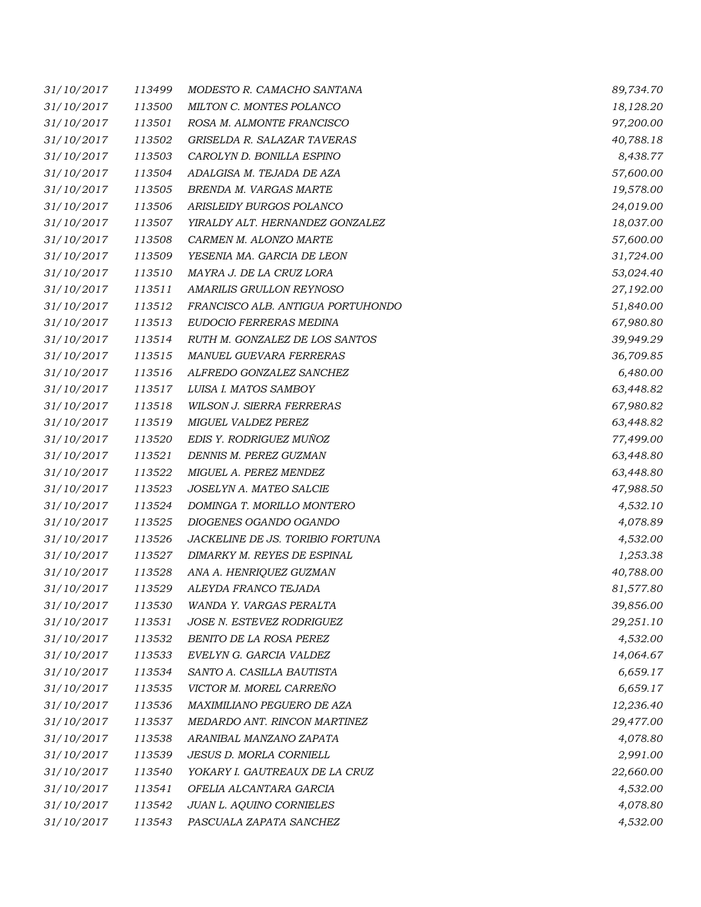| | | | |
|---|---|---|---|
| 31/10/2017 | 113499 | MODESTO R. CAMACHO SANTANA | 89,734.70 |
| 31/10/2017 | 113500 | MILTON C. MONTES POLANCO | 18,128.20 |
| 31/10/2017 | 113501 | ROSA M. ALMONTE FRANCISCO | 97,200.00 |
| 31/10/2017 | 113502 | GRISELDA R. SALAZAR TAVERAS | 40,788.18 |
| 31/10/2017 | 113503 | CAROLYN D. BONILLA ESPINO | 8,438.77 |
| 31/10/2017 | 113504 | ADALGISA M. TEJADA DE AZA | 57,600.00 |
| 31/10/2017 | 113505 | BRENDA M. VARGAS MARTE | 19,578.00 |
| 31/10/2017 | 113506 | ARISLEIDY BURGOS POLANCO | 24,019.00 |
| 31/10/2017 | 113507 | YIRALDY ALT. HERNANDEZ GONZALEZ | 18,037.00 |
| 31/10/2017 | 113508 | CARMEN M. ALONZO MARTE | 57,600.00 |
| 31/10/2017 | 113509 | YESENIA MA. GARCIA DE LEON | 31,724.00 |
| 31/10/2017 | 113510 | MAYRA J. DE LA CRUZ LORA | 53,024.40 |
| 31/10/2017 | 113511 | AMARILIS GRULLON REYNOSO | 27,192.00 |
| 31/10/2017 | 113512 | FRANCISCO ALB. ANTIGUA PORTUHONDO | 51,840.00 |
| 31/10/2017 | 113513 | EUDOCIO FERRERAS MEDINA | 67,980.80 |
| 31/10/2017 | 113514 | RUTH M. GONZALEZ DE LOS SANTOS | 39,949.29 |
| 31/10/2017 | 113515 | MANUEL GUEVARA FERRERAS | 36,709.85 |
| 31/10/2017 | 113516 | ALFREDO GONZALEZ SANCHEZ | 6,480.00 |
| 31/10/2017 | 113517 | LUISA I. MATOS SAMBOY | 63,448.82 |
| 31/10/2017 | 113518 | WILSON J. SIERRA FERRERAS | 67,980.82 |
| 31/10/2017 | 113519 | MIGUEL VALDEZ PEREZ | 63,448.82 |
| 31/10/2017 | 113520 | EDIS Y. RODRIGUEZ MUÑOZ | 77,499.00 |
| 31/10/2017 | 113521 | DENNIS M. PEREZ GUZMAN | 63,448.80 |
| 31/10/2017 | 113522 | MIGUEL A. PEREZ MENDEZ | 63,448.80 |
| 31/10/2017 | 113523 | JOSELYN A. MATEO SALCIE | 47,988.50 |
| 31/10/2017 | 113524 | DOMINGA T. MORILLO MONTERO | 4,532.10 |
| 31/10/2017 | 113525 | DIOGENES OGANDO OGANDO | 4,078.89 |
| 31/10/2017 | 113526 | JACKELINE DE JS. TORIBIO FORTUNA | 4,532.00 |
| 31/10/2017 | 113527 | DIMARKY M. REYES DE ESPINAL | 1,253.38 |
| 31/10/2017 | 113528 | ANA A. HENRIQUEZ GUZMAN | 40,788.00 |
| 31/10/2017 | 113529 | ALEYDA FRANCO TEJADA | 81,577.80 |
| 31/10/2017 | 113530 | WANDA Y. VARGAS PERALTA | 39,856.00 |
| 31/10/2017 | 113531 | JOSE N. ESTEVEZ RODRIGUEZ | 29,251.10 |
| 31/10/2017 | 113532 | BENITO DE LA ROSA PEREZ | 4,532.00 |
| 31/10/2017 | 113533 | EVELYN G. GARCIA VALDEZ | 14,064.67 |
| 31/10/2017 | 113534 | SANTO A. CASILLA BAUTISTA | 6,659.17 |
| 31/10/2017 | 113535 | VICTOR M. MOREL CARREÑO | 6,659.17 |
| 31/10/2017 | 113536 | MAXIMILIANO PEGUERO DE AZA | 12,236.40 |
| 31/10/2017 | 113537 | MEDARDO ANT. RINCON MARTINEZ | 29,477.00 |
| 31/10/2017 | 113538 | ARANIBAL MANZANO ZAPATA | 4,078.80 |
| 31/10/2017 | 113539 | JESUS D. MORLA CORNIELL | 2,991.00 |
| 31/10/2017 | 113540 | YOKARY I. GAUTREAUX DE LA CRUZ | 22,660.00 |
| 31/10/2017 | 113541 | OFELIA ALCANTARA GARCIA | 4,532.00 |
| 31/10/2017 | 113542 | JUAN L. AQUINO CORNIELES | 4,078.80 |
| 31/10/2017 | 113543 | PASCUALA ZAPATA SANCHEZ | 4,532.00 |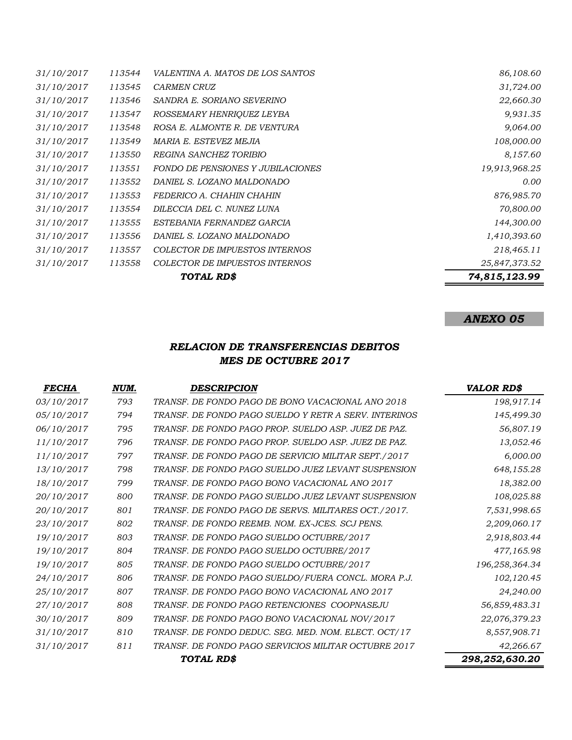| | | | |
|---|---|---|---|
| 31/10/2017 | 113544 | VALENTINA A. MATOS DE LOS SANTOS | 86,108.60 |
| 31/10/2017 | 113545 | CARMEN CRUZ | 31,724.00 |
| 31/10/2017 | 113546 | SANDRA E. SORIANO SEVERINO | 22,660.30 |
| 31/10/2017 | 113547 | ROSSEMARY HENRIQUEZ LEYBA | 9,931.35 |
| 31/10/2017 | 113548 | ROSA E. ALMONTE R. DE VENTURA | 9,064.00 |
| 31/10/2017 | 113549 | MARIA E. ESTEVEZ MEJIA | 108,000.00 |
| 31/10/2017 | 113550 | REGINA SANCHEZ TORIBIO | 8,157.60 |
| 31/10/2017 | 113551 | FONDO DE PENSIONES Y JUBILACIONES | 19,913,968.25 |
| 31/10/2017 | 113552 | DANIEL S. LOZANO MALDONADO | 0.00 |
| 31/10/2017 | 113553 | FEDERICO A. CHAHIN CHAHIN | 876,985.70 |
| 31/10/2017 | 113554 | DILECCIA DEL C. NUNEZ LUNA | 70,800.00 |
| 31/10/2017 | 113555 | ESTEBANIA FERNANDEZ GARCIA | 144,300.00 |
| 31/10/2017 | 113556 | DANIEL S. LOZANO MALDONADO | 1,410,393.60 |
| 31/10/2017 | 113557 | COLECTOR DE IMPUESTOS INTERNOS | 218,465.11 |
| 31/10/2017 | 113558 | COLECTOR DE IMPUESTOS INTERNOS | 25,847,373.52 |
| | | **TOTAL RD$** | **74,815,123.99** |

**ANEXO 05**

## RELACION DE TRANSFERENCIAS DEBITOS
## MES DE OCTUBRE 2017

| FECHA | NUM. | DESCRIPCION | VALOR RD$ |
|---|---|---|---|
| 03/10/2017 | 793 | TRANSF. DE FONDO PAGO DE BONO VACACIONAL ANO 2018 | 198,917.14 |
| 05/10/2017 | 794 | TRANSF. DE FONDO PAGO SUELDO Y RETR A SERV. INTERINOS | 145,499.30 |
| 06/10/2017 | 795 | TRANSF. DE FONDO PAGO PROP. SUELDO ASP. JUEZ DE PAZ. | 56,807.19 |
| 11/10/2017 | 796 | TRANSF. DE FONDO PAGO PROP. SUELDO ASP. JUEZ DE PAZ. | 13,052.46 |
| 11/10/2017 | 797 | TRANSF. DE FONDO PAGO DE SERVICIO MILITAR SEPT./2017 | 6,000.00 |
| 13/10/2017 | 798 | TRANSF. DE FONDO PAGO SUELDO JUEZ LEVANT SUSPENSION | 648,155.28 |
| 18/10/2017 | 799 | TRANSF. DE FONDO PAGO BONO VACACIONAL ANO 2017 | 18,382.00 |
| 20/10/2017 | 800 | TRANSF. DE FONDO PAGO SUELDO JUEZ LEVANT SUSPENSION | 108,025.88 |
| 20/10/2017 | 801 | TRANSF. DE FONDO PAGO DE SERVS. MILITARES OCT./2017. | 7,531,998.65 |
| 23/10/2017 | 802 | TRANSF. DE FONDO REEMB. NOM. EX-JCES. SCJ PENS. | 2,209,060.17 |
| 19/10/2017 | 803 | TRANSF. DE FONDO PAGO SUELDO OCTUBRE/2017 | 2,918,803.44 |
| 19/10/2017 | 804 | TRANSF. DE FONDO PAGO SUELDO OCTUBRE/2017 | 477,165.98 |
| 19/10/2017 | 805 | TRANSF. DE FONDO PAGO SUELDO OCTUBRE/2017 | 196,258,364.34 |
| 24/10/2017 | 806 | TRANSF. DE FONDO PAGO SUELDO/FUERA CONCL. MORA P.J. | 102,120.45 |
| 25/10/2017 | 807 | TRANSF. DE FONDO PAGO BONO VACACIONAL ANO 2017 | 24,240.00 |
| 27/10/2017 | 808 | TRANSF. DE FONDO PAGO RETENCIONES COOPNASEJU | 56,859,483.31 |
| 30/10/2017 | 809 | TRANSF. DE FONDO PAGO BONO VACACIONAL NOV/2017 | 22,076,379.23 |
| 31/10/2017 | 810 | TRANSF. DE FONDO DEDUC. SEG. MED. NOM. ELECT. OCT/17 | 8,557,908.71 |
| 31/10/2017 | 811 | TRANSF. DE FONDO PAGO SERVICIOS MILITAR OCTUBRE 2017 | 42,266.67 |
| | | **TOTAL RD$** | **298,252,630.20** |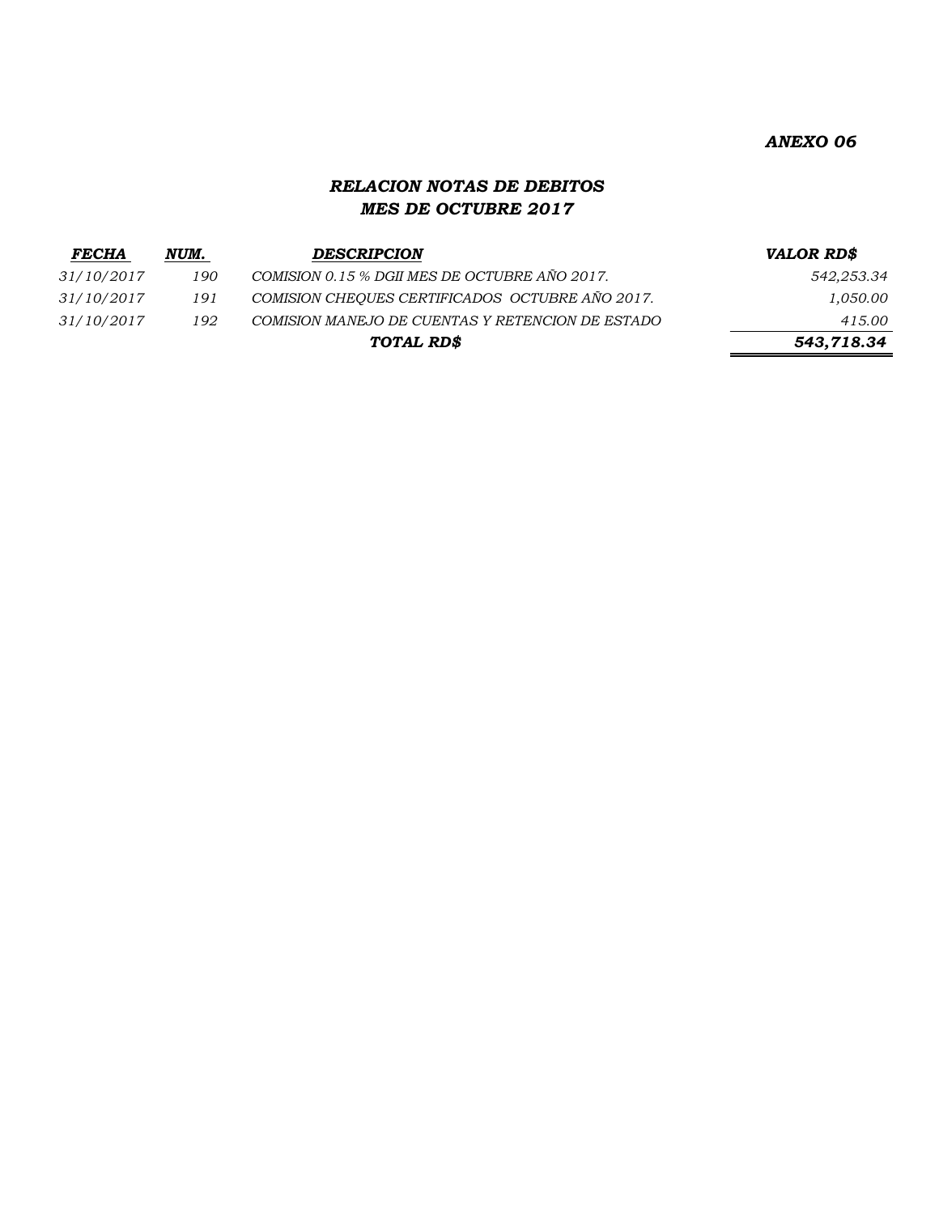*ANEXO 06*

## *RELACION NOTAS DE DEBITOS*
## *MES DE OCTUBRE 2017*

| *FECHA* | *NUM.* | *DESCRIPCION* | *VALOR RD$* |
|---|---|---|---|
| *31/10/2017* | *190* | *COMISION 0.15 % DGII MES DE OCTUBRE AÑO 2017.* | *542,253.34* |
| *31/10/2017* | *191* | *COMISION CHEQUES CERTIFICADOS OCTUBRE AÑO 2017.* | *1,050.00* |
| *31/10/2017* | *192* | *COMISION MANEJO DE CUENTAS Y RETENCION DE ESTADO* | *415.00* |
| | | ***TOTAL RD$*** | ***543,718.34*** |